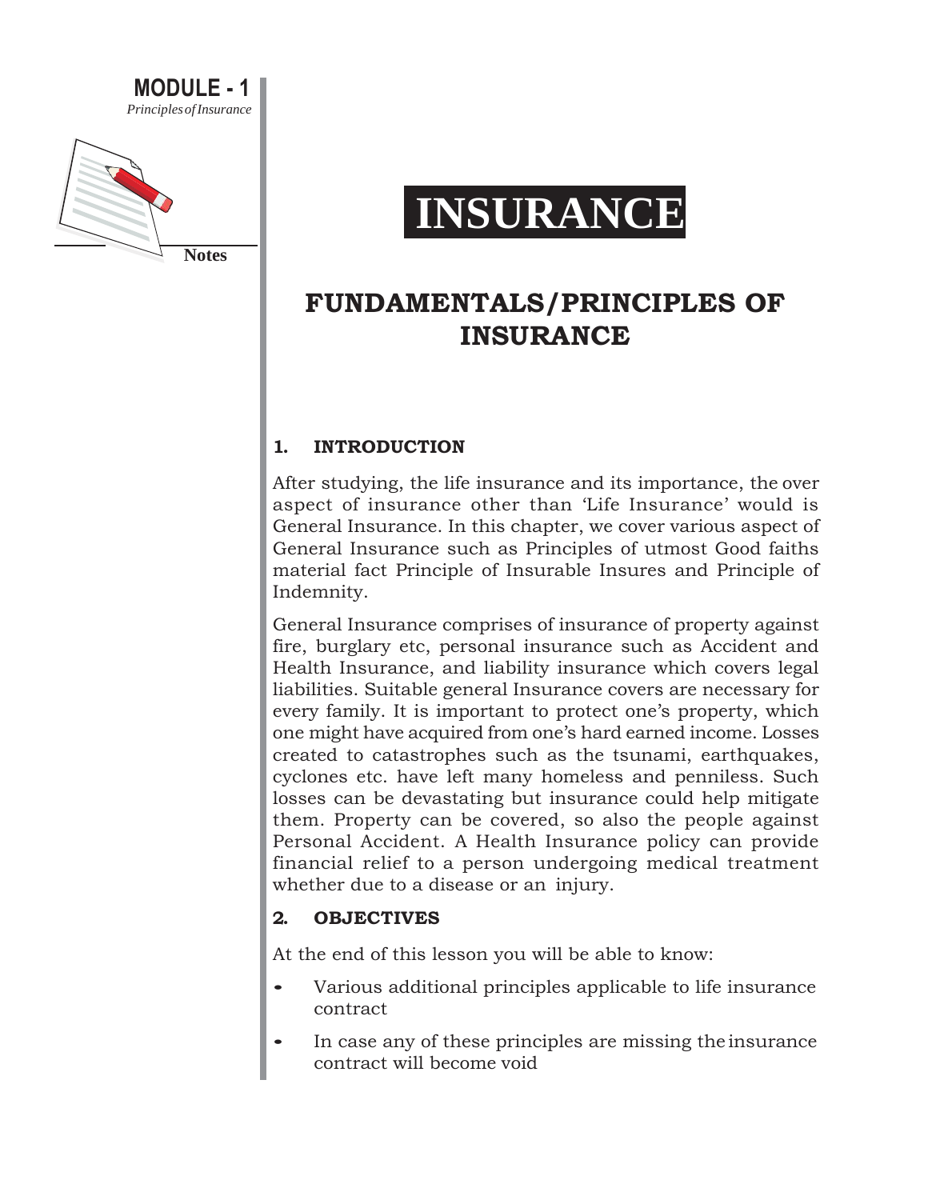# INSURANCE

## FUNDAMENTALS/PRINCIPLES OF INSURANCE

### 1. INTRODUCTION

After studying, the life insurance and its importance, the over aspect of insurance other than 'Life Insurance' would is General Insurance. In this chapter, we cover various aspect of General Insurance such as Principles of utmost Good faiths material fact Principle of Insurable Insures and Principle of Indemnity.

General Insurance comprises of insurance of property against fire, burglary etc, personal insurance such as Accident and Health Insurance, and liability insurance which covers legal liabilities. Suitable general Insurance covers are necessary for every family. It is important to protect one's property, which one might have acquired from one's hard earned income. Losses created to catastrophes such as the tsunami, earthquakes, cyclones etc. have left many homeless and penniless. Such losses can be devastating but insurance could help mitigate them. Property can be covered, so also the people against Personal Accident. A Health Insurance policy can provide financial relief to a person undergoing medical treatment whether due to a disease or an injury.

### 2. OBJECTIVES

At the end of this lesson you will be able to know:

- Various additional principles applicable to life insurance contract
- In case any of these principles are missing the insurance contract will become void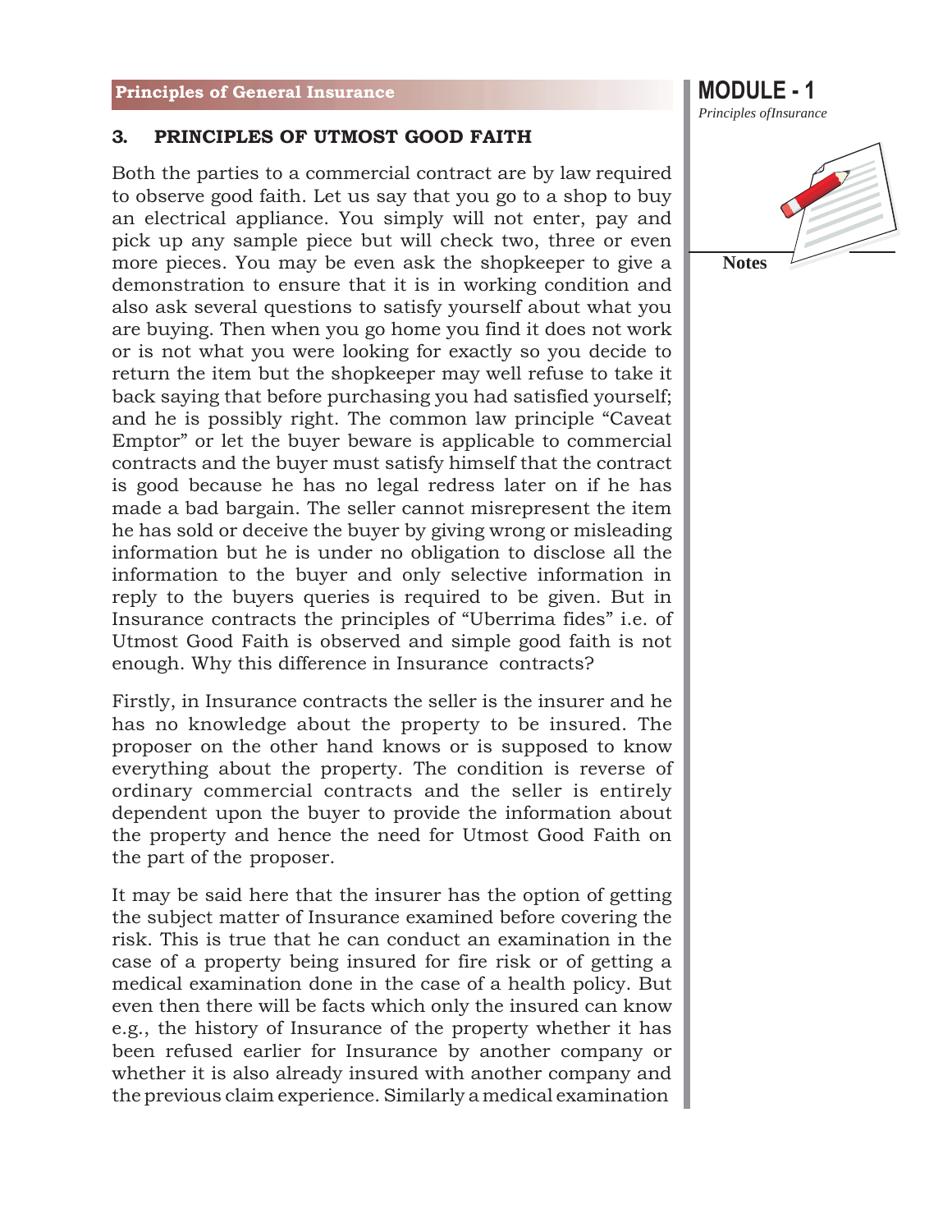### 3. PRINCIPLES OF UTMOST GOOD FAITH

Both the parties to a commercial contract are by law required to observe good faith. Let us say that you go to a shop to buy an electrical appliance. You simply will not enter, pay and pick up any sample piece but will check two, three or even more pieces. You may be even ask the shopkeeper to give a demonstration to ensure that it is in working condition and also ask several questions to satisfy yourself about what you are buying. Then when you go home you find it does not work or is not what you were looking for exactly so you decide to return the item but the shopkeeper may well refuse to take it back saying that before purchasing you had satisfied yourself; and he is possibly right. The common law principle "Caveat Emptor" or let the buyer beware is applicable to commercial contracts and the buyer must satisfy himself that the contract is good because he has no legal redress later on if he has made a bad bargain. The seller cannot misrepresent the item he has sold or deceive the buyer by giving wrong or misleading information but he is under no obligation to disclose all the information to the buyer and only selective information in reply to the buyers queries is required to be given. But in Insurance contracts the principles of "Uberrima fides" i.e. of Utmost Good Faith is observed and simple good faith is not enough. Why this difference in Insurance contracts?

Firstly, in Insurance contracts the seller is the insurer and he has no knowledge about the property to be insured. The proposer on the other hand knows or is supposed to know everything about the property. The condition is reverse of ordinary commercial contracts and the seller is entirely dependent upon the buyer to provide the information about the property and hence the need for Utmost Good Faith on the part of the proposer.

It may be said here that the insurer has the option of getting the subject matter of Insurance examined before covering the risk. This is true that he can conduct an examination in the case of a property being insured for fire risk or of getting a medical examination done in the case of a health policy. But even then there will be facts which only the insured can know e.g., the history of Insurance of the property whether it has been refused earlier for Insurance by another company or whether it is also already insured with another company and the previous claim experience. Similarly a medical examination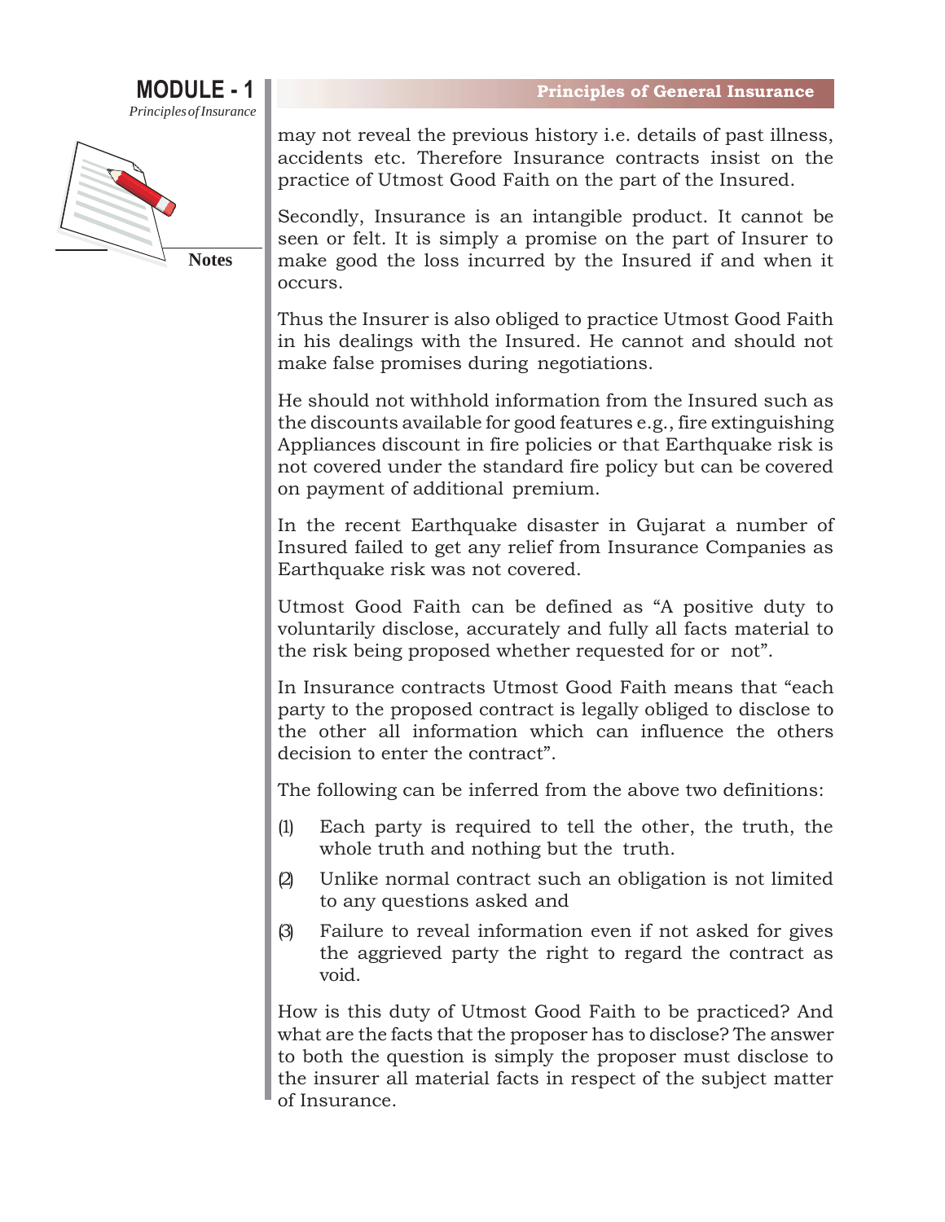may not reveal the previous history i.e. details of past illness, accidents etc. Therefore Insurance contracts insist on the practice of Utmost Good Faith on the part of the Insured.

Secondly, Insurance is an intangible product. It cannot be seen or felt. It is simply a promise on the part of Insurer to make good the loss incurred by the Insured if and when it occurs.

Thus the Insurer is also obliged to practice Utmost Good Faith in his dealings with the Insured. He cannot and should not make false promises during negotiations.

He should not withhold information from the Insured such as the discounts available for good features e.g., fire extinguishing Appliances discount in fire policies or that Earthquake risk is not covered under the standard fire policy but can be covered on payment of additional premium.

In the recent Earthquake disaster in Gujarat a number of Insured failed to get any relief from Insurance Companies as Earthquake risk was not covered.

Utmost Good Faith can be defined as "A positive duty to voluntarily disclose, accurately and fully all facts material to the risk being proposed whether requested for or not".

In Insurance contracts Utmost Good Faith means that "each party to the proposed contract is legally obliged to disclose to the other all information which can influence the others decision to enter the contract".

The following can be inferred from the above two definitions:

(1) Each party is required to tell the other, the truth, the whole truth and nothing but the truth.

(2) Unlike normal contract such an obligation is not limited to any questions asked and

(3) Failure to reveal information even if not asked for gives the aggrieved party the right to regard the contract as void.

How is this duty of Utmost Good Faith to be practiced? And what are the facts that the proposer has to disclose? The answer to both the question is simply the proposer must disclose to the insurer all material facts in respect of the subject matter of Insurance.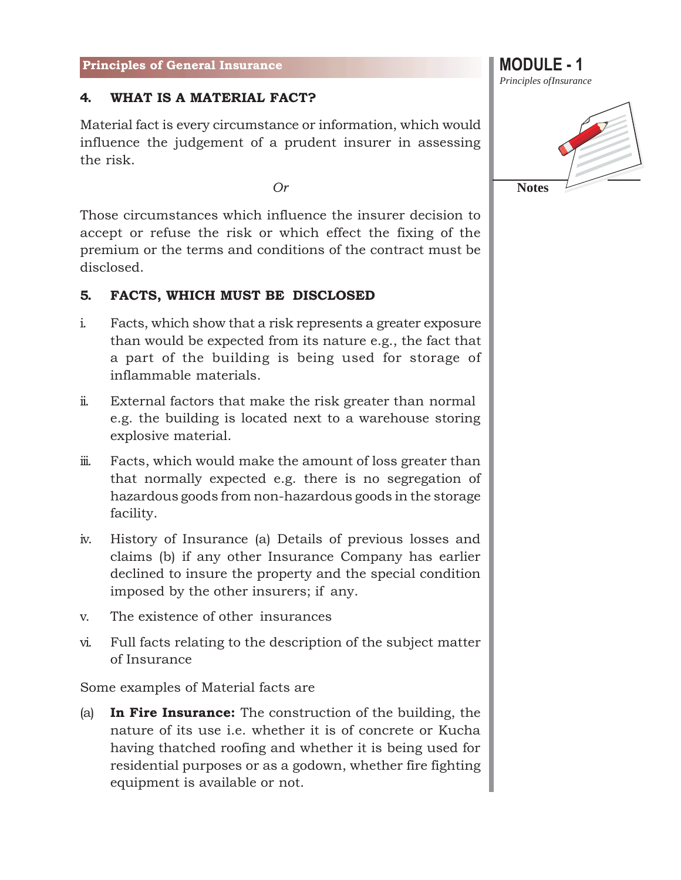## 4. WHAT IS A MATERIAL FACT?

Material fact is every circumstance or information, which would influence the judgement of a prudent insurer in assessing the risk.

*Or*

Those circumstances which influence the insurer decision to accept or refuse the risk or which effect the fixing of the premium or the terms and conditions of the contract must be disclosed.

## 5. FACTS, WHICH MUST BE DISCLOSED

i. Facts, which show that a risk represents a greater exposure than would be expected from its nature e.g., the fact that a part of the building is being used for storage of inflammable materials.

ii. External factors that make the risk greater than normal e.g. the building is located next to a warehouse storing explosive material.

iii. Facts, which would make the amount of loss greater than that normally expected e.g. there is no segregation of hazardous goods from non-hazardous goods in the storage facility.

iv. History of Insurance (a) Details of previous losses and claims (b) if any other Insurance Company has earlier declined to insure the property and the special condition imposed by the other insurers; if any.

v. The existence of other insurances

vi. Full facts relating to the description of the subject matter of Insurance

Some examples of Material facts are

(a) **In Fire Insurance:** The construction of the building, the nature of its use i.e. whether it is of concrete or Kucha having thatched roofing and whether it is being used for residential purposes or as a godown, whether fire fighting equipment is available or not.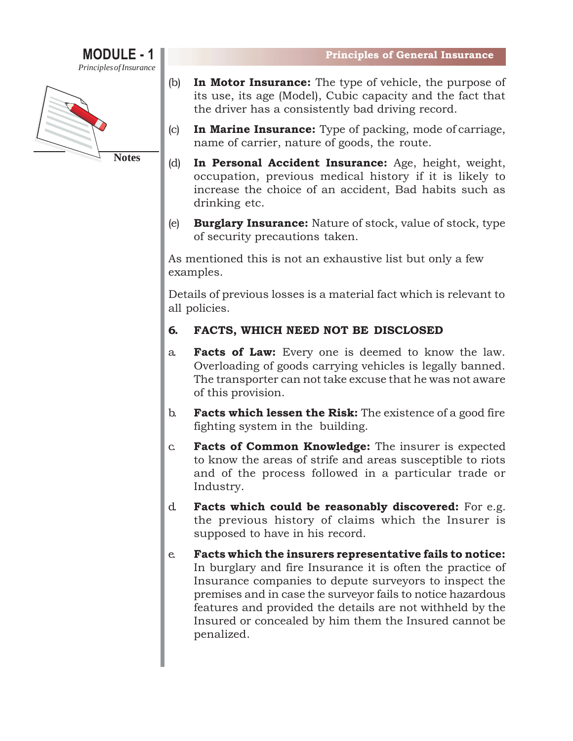(b) **In Motor Insurance:** The type of vehicle, the purpose of its use, its age (Model), Cubic capacity and the fact that the driver has a consistently bad driving record.

(c) **In Marine Insurance:** Type of packing, mode of carriage, name of carrier, nature of goods, the route.

(d) **In Personal Accident Insurance:** Age, height, weight, occupation, previous medical history if it is likely to increase the choice of an accident, Bad habits such as drinking etc.

(e) **Burglary Insurance:** Nature of stock, value of stock, type of security precautions taken.

As mentioned this is not an exhaustive list but only a few examples.

Details of previous losses is a material fact which is relevant to all policies.

## 6. FACTS, WHICH NEED NOT BE DISCLOSED

a. **Facts of Law:** Every one is deemed to know the law. Overloading of goods carrying vehicles is legally banned. The transporter can not take excuse that he was not aware of this provision.

b. **Facts which lessen the Risk:** The existence of a good fire fighting system in the building.

c. **Facts of Common Knowledge:** The insurer is expected to know the areas of strife and areas susceptible to riots and of the process followed in a particular trade or Industry.

d. **Facts which could be reasonably discovered:** For e.g. the previous history of claims which the Insurer is supposed to have in his record.

e. **Facts which the insurers representative fails to notice:** In burglary and fire Insurance it is often the practice of Insurance companies to depute surveyors to inspect the premises and in case the surveyor fails to notice hazardous features and provided the details are not withheld by the Insured or concealed by him them the Insured cannot be penalized.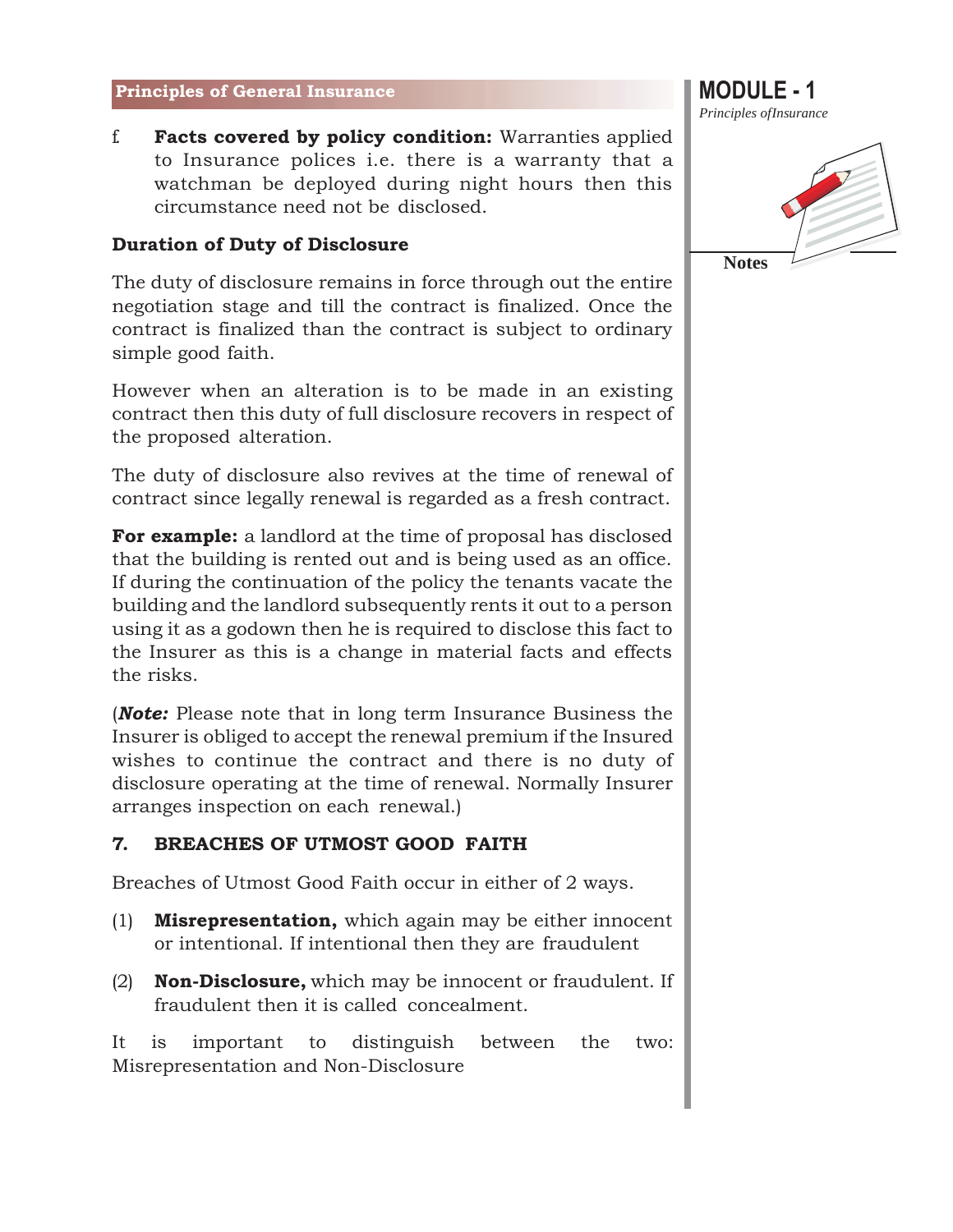f **Facts covered by policy condition:** Warranties applied to Insurance polices i.e. there is a warranty that a watchman be deployed during night hours then this circumstance need not be disclosed.

### Duration of Duty of Disclosure

The duty of disclosure remains in force through out the entire negotiation stage and till the contract is finalized. Once the contract is finalized than the contract is subject to ordinary simple good faith.

However when an alteration is to be made in an existing contract then this duty of full disclosure recovers in respect of the proposed alteration.

The duty of disclosure also revives at the time of renewal of contract since legally renewal is regarded as a fresh contract.

**For example:** a landlord at the time of proposal has disclosed that the building is rented out and is being used as an office. If during the continuation of the policy the tenants vacate the building and the landlord subsequently rents it out to a person using it as a godown then he is required to disclose this fact to the Insurer as this is a change in material facts and effects the risks.

(***Note:*** Please note that in long term Insurance Business the Insurer is obliged to accept the renewal premium if the Insured wishes to continue the contract and there is no duty of disclosure operating at the time of renewal. Normally Insurer arranges inspection on each renewal.)

## 7. BREACHES OF UTMOST GOOD FAITH

Breaches of Utmost Good Faith occur in either of 2 ways.

(1) **Misrepresentation,** which again may be either innocent or intentional. If intentional then they are fraudulent

(2) **Non-Disclosure,** which may be innocent or fraudulent. If fraudulent then it is called concealment.

It is important to distinguish between the two: Misrepresentation and Non-Disclosure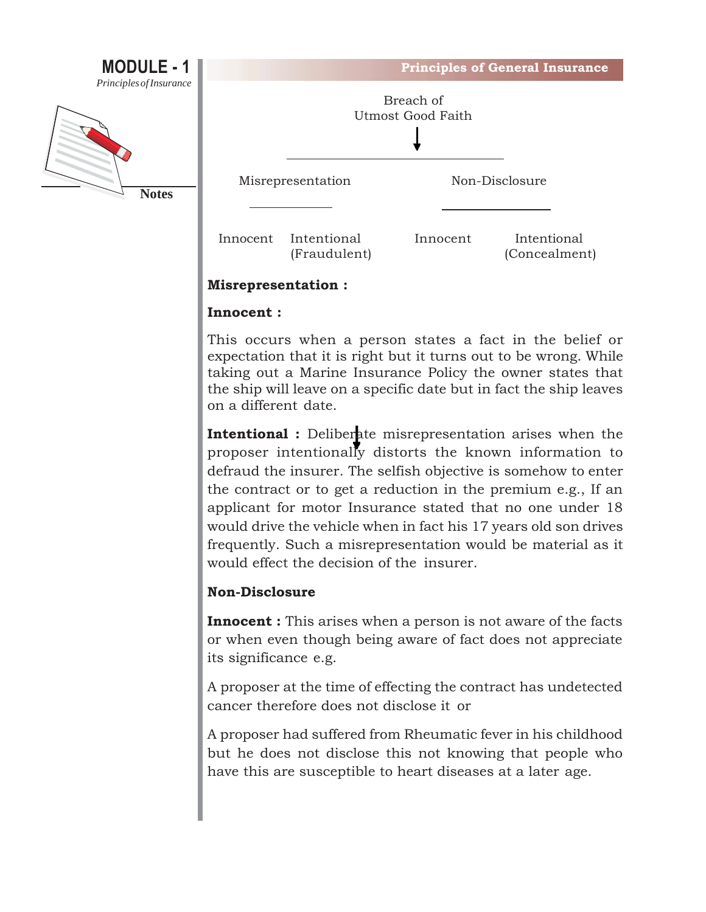Breach of
Utmost Good Faith

- Misrepresentation
  - Innocent
  - Intentional (Fraudulent)
- Non-Disclosure
  - Innocent
  - Intentional (Concealment)

**Misrepresentation :**

**Innocent :**

This occurs when a person states a fact in the belief or expectation that it is right but it turns out to be wrong. While taking out a Marine Insurance Policy the owner states that the ship will leave on a specific date but in fact the ship leaves on a different date.

**Intentional :** Deliberate misrepresentation arises when the proposer intentionally distorts the known information to defraud the insurer. The selfish objective is somehow to enter the contract or to get a reduction in the premium e.g., If an applicant for motor Insurance stated that no one under 18 would drive the vehicle when in fact his 17 years old son drives frequently. Such a misrepresentation would be material as it would effect the decision of the insurer.

**Non-Disclosure**

**Innocent :** This arises when a person is not aware of the facts or when even though being aware of fact does not appreciate its significance e.g.

A proposer at the time of effecting the contract has undetected cancer therefore does not disclose it or

A proposer had suffered from Rheumatic fever in his childhood but he does not disclose this not knowing that people who have this are susceptible to heart diseases at a later age.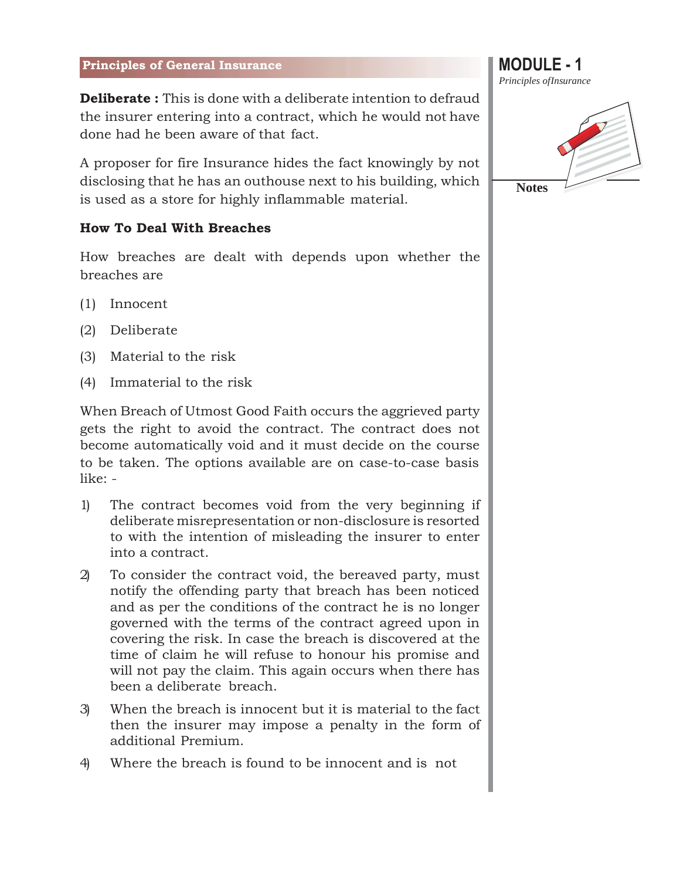**Deliberate :** This is done with a deliberate intention to defraud the insurer entering into a contract, which he would not have done had he been aware of that fact.

A proposer for fire Insurance hides the fact knowingly by not disclosing that he has an outhouse next to his building, which is used as a store for highly inflammable material.

### How To Deal With Breaches

How breaches are dealt with depends upon whether the breaches are

(1) Innocent

(2) Deliberate

(3) Material to the risk

(4) Immaterial to the risk

When Breach of Utmost Good Faith occurs the aggrieved party gets the right to avoid the contract. The contract does not become automatically void and it must decide on the course to be taken. The options available are on case-to-case basis like: -

1) The contract becomes void from the very beginning if deliberate misrepresentation or non-disclosure is resorted to with the intention of misleading the insurer to enter into a contract.

2) To consider the contract void, the bereaved party, must notify the offending party that breach has been noticed and as per the conditions of the contract he is no longer governed with the terms of the contract agreed upon in covering the risk. In case the breach is discovered at the time of claim he will refuse to honour his promise and will not pay the claim. This again occurs when there has been a deliberate breach.

3) When the breach is innocent but it is material to the fact then the insurer may impose a penalty in the form of additional Premium.

4) Where the breach is found to be innocent and is not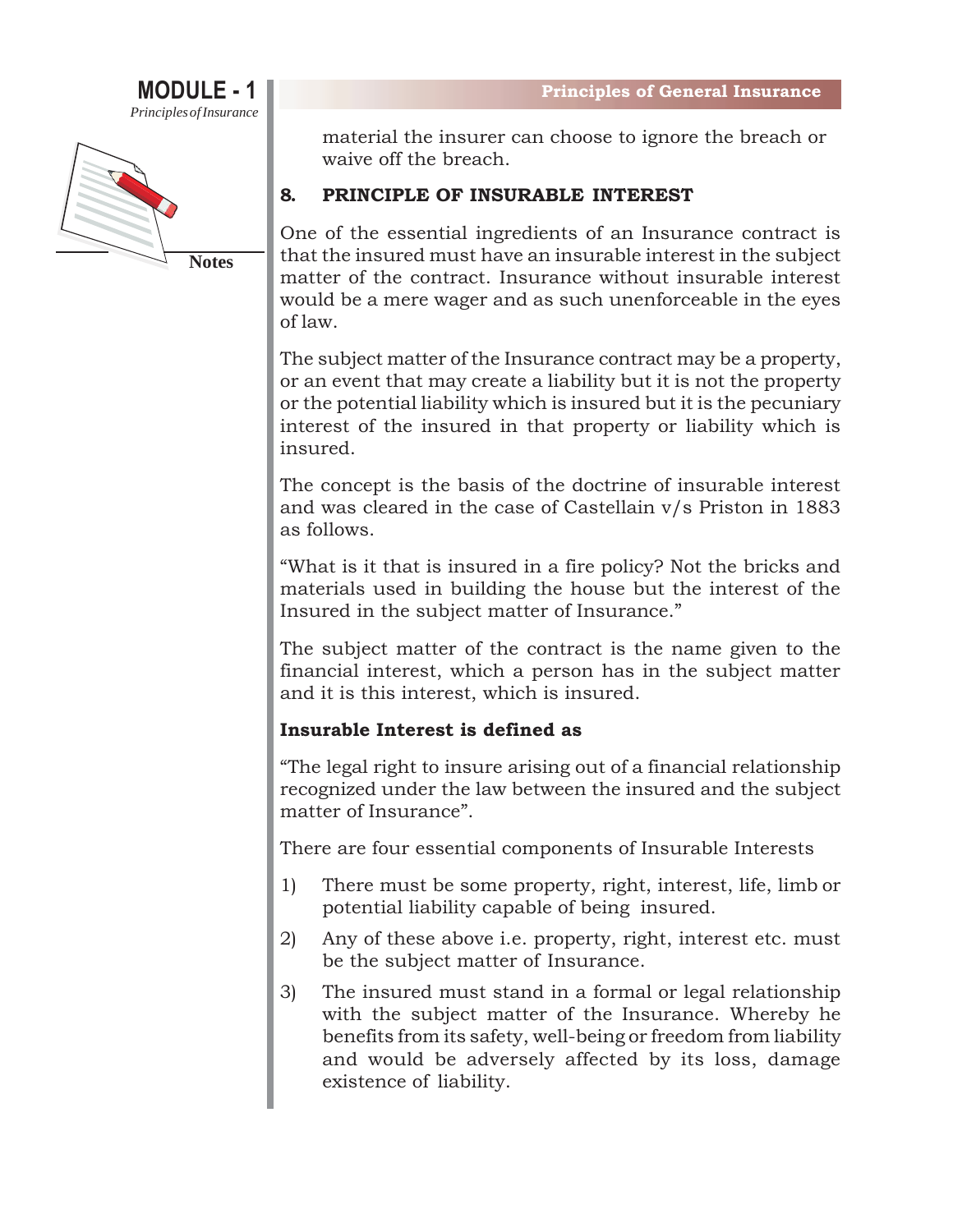material the insurer can choose to ignore the breach or waive off the breach.

## 8. PRINCIPLE OF INSURABLE INTEREST

One of the essential ingredients of an Insurance contract is that the insured must have an insurable interest in the subject matter of the contract. Insurance without insurable interest would be a mere wager and as such unenforceable in the eyes of law.

The subject matter of the Insurance contract may be a property, or an event that may create a liability but it is not the property or the potential liability which is insured but it is the pecuniary interest of the insured in that property or liability which is insured.

The concept is the basis of the doctrine of insurable interest and was cleared in the case of Castellain v/s Priston in 1883 as follows.

"What is it that is insured in a fire policy? Not the bricks and materials used in building the house but the interest of the Insured in the subject matter of Insurance."

The subject matter of the contract is the name given to the financial interest, which a person has in the subject matter and it is this interest, which is insured.

**Insurable Interest is defined as**

"The legal right to insure arising out of a financial relationship recognized under the law between the insured and the subject matter of Insurance".

There are four essential components of Insurable Interests

1) There must be some property, right, interest, life, limb or potential liability capable of being insured.
2) Any of these above i.e. property, right, interest etc. must be the subject matter of Insurance.
3) The insured must stand in a formal or legal relationship with the subject matter of the Insurance. Whereby he benefits from its safety, well-being or freedom from liability and would be adversely affected by its loss, damage existence of liability.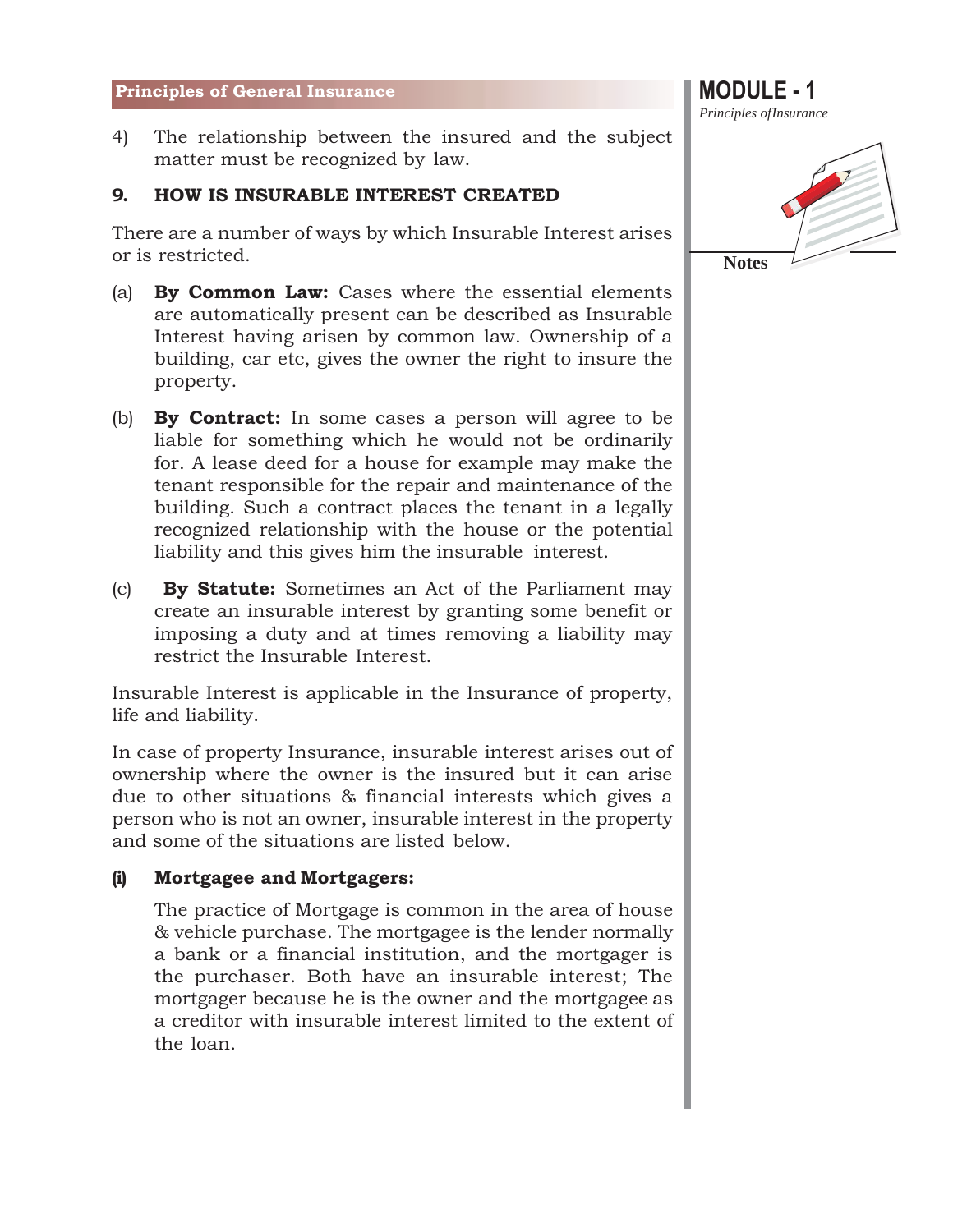4) The relationship between the insured and the subject matter must be recognized by law.

## 9. HOW IS INSURABLE INTEREST CREATED

There are a number of ways by which Insurable Interest arises or is restricted.

(a) **By Common Law:** Cases where the essential elements are automatically present can be described as Insurable Interest having arisen by common law. Ownership of a building, car etc, gives the owner the right to insure the property.

(b) **By Contract:** In some cases a person will agree to be liable for something which he would not be ordinarily for. A lease deed for a house for example may make the tenant responsible for the repair and maintenance of the building. Such a contract places the tenant in a legally recognized relationship with the house or the potential liability and this gives him the insurable interest.

(c) **By Statute:** Sometimes an Act of the Parliament may create an insurable interest by granting some benefit or imposing a duty and at times removing a liability may restrict the Insurable Interest.

Insurable Interest is applicable in the Insurance of property, life and liability.

In case of property Insurance, insurable interest arises out of ownership where the owner is the insured but it can arise due to other situations & financial interests which gives a person who is not an owner, insurable interest in the property and some of the situations are listed below.

**(i) Mortgagee and Mortgagers:**

The practice of Mortgage is common in the area of house & vehicle purchase. The mortgagee is the lender normally a bank or a financial institution, and the mortgager is the purchaser. Both have an insurable interest; The mortgager because he is the owner and the mortgagee as a creditor with insurable interest limited to the extent of the loan.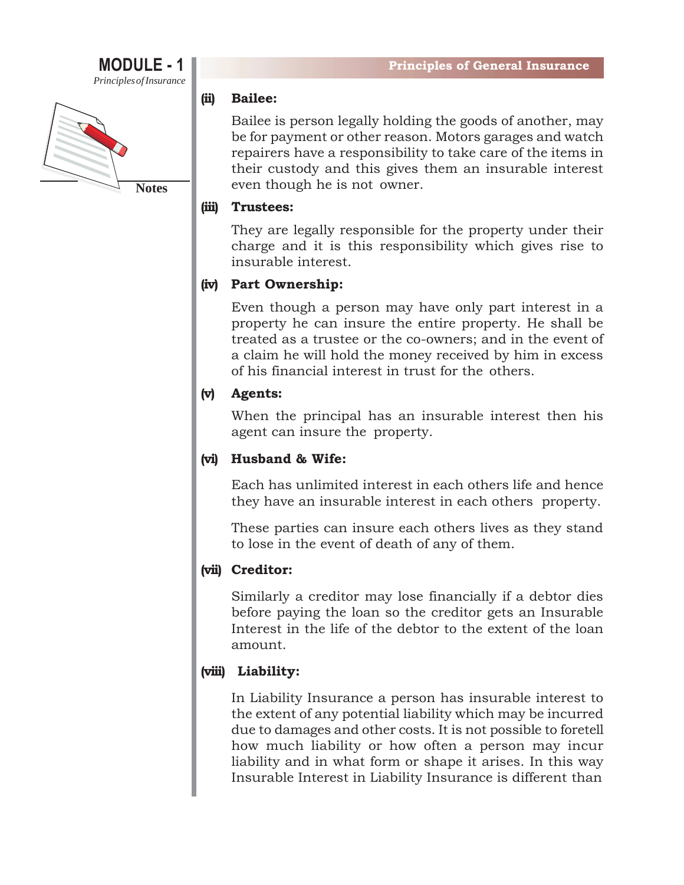**(ii) Bailee:**

Bailee is person legally holding the goods of another, may be for payment or other reason. Motors garages and watch repairers have a responsibility to take care of the items in their custody and this gives them an insurable interest even though he is not owner.

**(iii) Trustees:**

They are legally responsible for the property under their charge and it is this responsibility which gives rise to insurable interest.

**(iv) Part Ownership:**

Even though a person may have only part interest in a property he can insure the entire property. He shall be treated as a trustee or the co-owners; and in the event of a claim he will hold the money received by him in excess of his financial interest in trust for the others.

**(v) Agents:**

When the principal has an insurable interest then his agent can insure the property.

**(vi) Husband & Wife:**

Each has unlimited interest in each others life and hence they have an insurable interest in each others property.

These parties can insure each others lives as they stand to lose in the event of death of any of them.

**(vii) Creditor:**

Similarly a creditor may lose financially if a debtor dies before paying the loan so the creditor gets an Insurable Interest in the life of the debtor to the extent of the loan amount.

**(viii) Liability:**

In Liability Insurance a person has insurable interest to the extent of any potential liability which may be incurred due to damages and other costs. It is not possible to foretell how much liability or how often a person may incur liability and in what form or shape it arises. In this way Insurable Interest in Liability Insurance is different than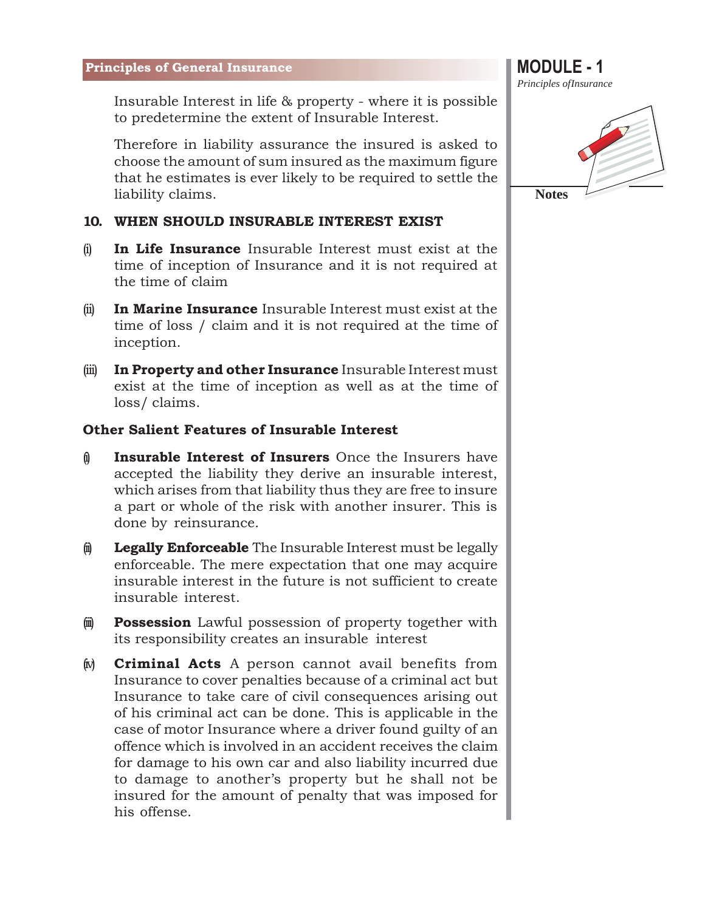Insurable Interest in life & property - where it is possible to predetermine the extent of Insurable Interest.

Therefore in liability assurance the insured is asked to choose the amount of sum insured as the maximum figure that he estimates is ever likely to be required to settle the liability claims.

## 10. WHEN SHOULD INSURABLE INTEREST EXIST

(i) **In Life Insurance** Insurable Interest must exist at the time of inception of Insurance and it is not required at the time of claim

(ii) **In Marine Insurance** Insurable Interest must exist at the time of loss / claim and it is not required at the time of inception.

(iii) **In Property and other Insurance** Insurable Interest must exist at the time of inception as well as at the time of loss/ claims.

### Other Salient Features of Insurable Interest

(i) **Insurable Interest of Insurers** Once the Insurers have accepted the liability they derive an insurable interest, which arises from that liability thus they are free to insure a part or whole of the risk with another insurer. This is done by reinsurance.

(ii) **Legally Enforceable** The Insurable Interest must be legally enforceable. The mere expectation that one may acquire insurable interest in the future is not sufficient to create insurable interest.

(iii) **Possession** Lawful possession of property together with its responsibility creates an insurable interest

(iv) **Criminal Acts** A person cannot avail benefits from Insurance to cover penalties because of a criminal act but Insurance to take care of civil consequences arising out of his criminal act can be done. This is applicable in the case of motor Insurance where a driver found guilty of an offence which is involved in an accident receives the claim for damage to his own car and also liability incurred due to damage to another's property but he shall not be insured for the amount of penalty that was imposed for his offense.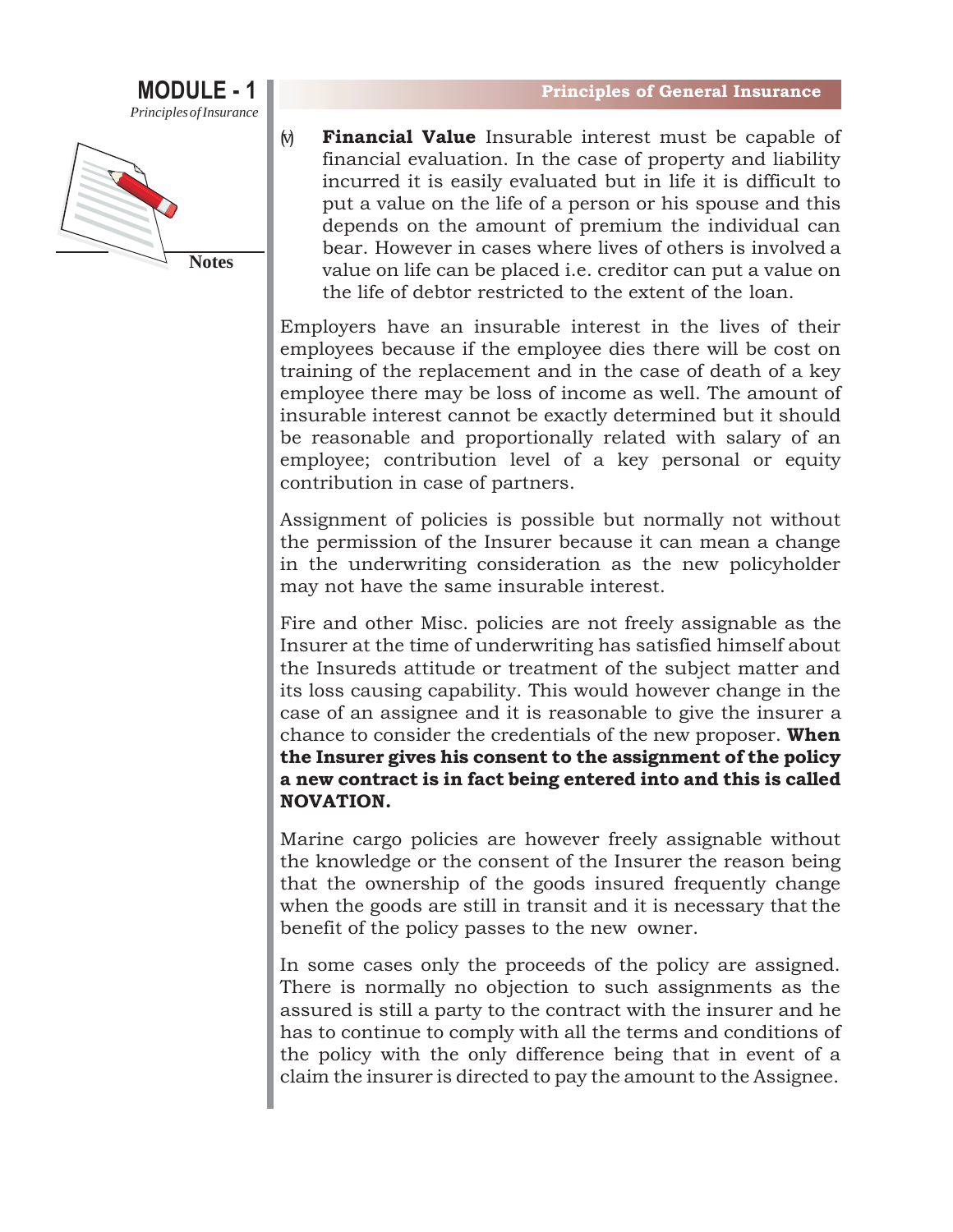(v) **Financial Value** Insurable interest must be capable of financial evaluation. In the case of property and liability incurred it is easily evaluated but in life it is difficult to put a value on the life of a person or his spouse and this depends on the amount of premium the individual can bear. However in cases where lives of others is involved a value on life can be placed i.e. creditor can put a value on the life of debtor restricted to the extent of the loan.

Employers have an insurable interest in the lives of their employees because if the employee dies there will be cost on training of the replacement and in the case of death of a key employee there may be loss of income as well. The amount of insurable interest cannot be exactly determined but it should be reasonable and proportionally related with salary of an employee; contribution level of a key personal or equity contribution in case of partners.

Assignment of policies is possible but normally not without the permission of the Insurer because it can mean a change in the underwriting consideration as the new policyholder may not have the same insurable interest.

Fire and other Misc. policies are not freely assignable as the Insurer at the time of underwriting has satisfied himself about the Insureds attitude or treatment of the subject matter and its loss causing capability. This would however change in the case of an assignee and it is reasonable to give the insurer a chance to consider the credentials of the new proposer. **When the Insurer gives his consent to the assignment of the policy a new contract is in fact being entered into and this is called NOVATION.**

Marine cargo policies are however freely assignable without the knowledge or the consent of the Insurer the reason being that the ownership of the goods insured frequently change when the goods are still in transit and it is necessary that the benefit of the policy passes to the new owner.

In some cases only the proceeds of the policy are assigned. There is normally no objection to such assignments as the assured is still a party to the contract with the insurer and he has to continue to comply with all the terms and conditions of the policy with the only difference being that in event of a claim the insurer is directed to pay the amount to the Assignee.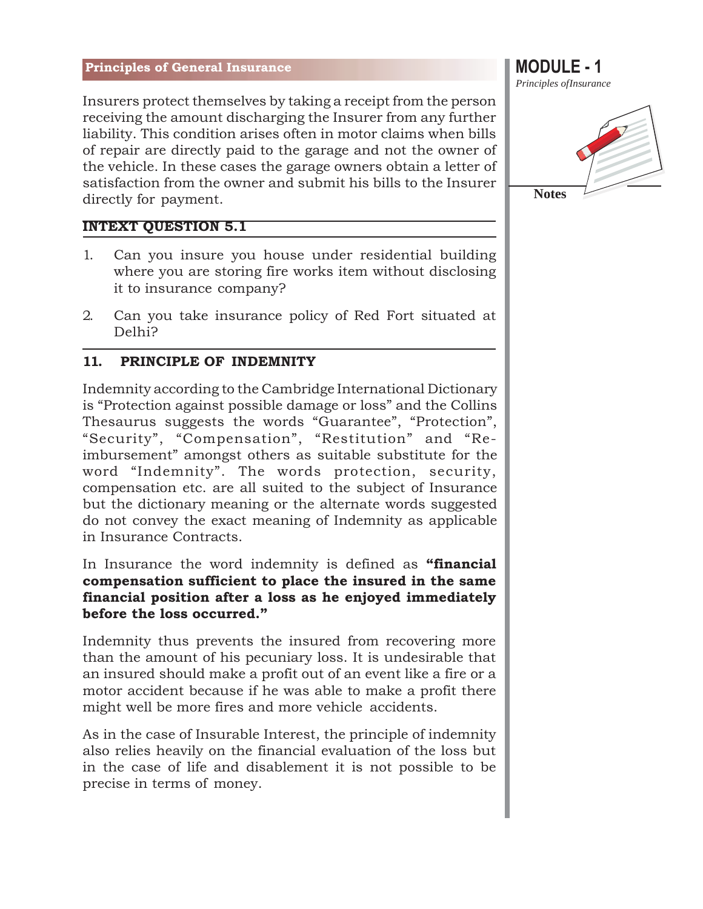Insurers protect themselves by taking a receipt from the person receiving the amount discharging the Insurer from any further liability. This condition arises often in motor claims when bills of repair are directly paid to the garage and not the owner of the vehicle. In these cases the garage owners obtain a letter of satisfaction from the owner and submit his bills to the Insurer directly for payment.

**INTEXT QUESTION 5.1**

1. Can you insure you house under residential building where you are storing fire works item without disclosing it to insurance company?
2. Can you take insurance policy of Red Fort situated at Delhi?

## 11. PRINCIPLE OF INDEMNITY

Indemnity according to the Cambridge International Dictionary is "Protection against possible damage or loss" and the Collins Thesaurus suggests the words "Guarantee", "Protection", "Security", "Compensation", "Restitution" and "Re-imbursement" amongst others as suitable substitute for the word "Indemnity". The words protection, security, compensation etc. are all suited to the subject of Insurance but the dictionary meaning or the alternate words suggested do not convey the exact meaning of Indemnity as applicable in Insurance Contracts.

In Insurance the word indemnity is defined as **"financial compensation sufficient to place the insured in the same financial position after a loss as he enjoyed immediately before the loss occurred."**

Indemnity thus prevents the insured from recovering more than the amount of his pecuniary loss. It is undesirable that an insured should make a profit out of an event like a fire or a motor accident because if he was able to make a profit there might well be more fires and more vehicle accidents.

As in the case of Insurable Interest, the principle of indemnity also relies heavily on the financial evaluation of the loss but in the case of life and disablement it is not possible to be precise in terms of money.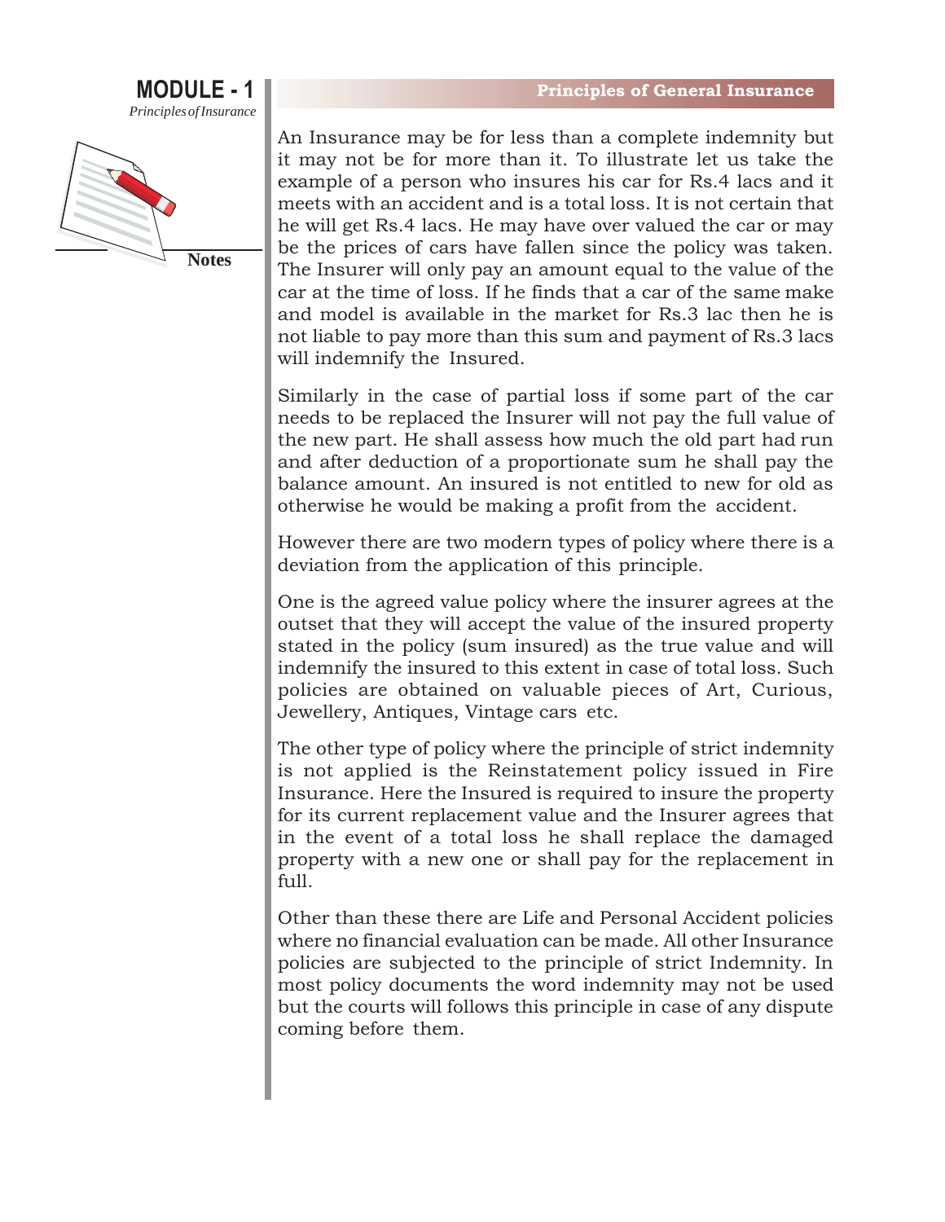An Insurance may be for less than a complete indemnity but it may not be for more than it. To illustrate let us take the example of a person who insures his car for Rs.4 lacs and it meets with an accident and is a total loss. It is not certain that he will get Rs.4 lacs. He may have over valued the car or may be the prices of cars have fallen since the policy was taken. The Insurer will only pay an amount equal to the value of the car at the time of loss. If he finds that a car of the same make and model is available in the market for Rs.3 lac then he is not liable to pay more than this sum and payment of Rs.3 lacs will indemnify the Insured.

Similarly in the case of partial loss if some part of the car needs to be replaced the Insurer will not pay the full value of the new part. He shall assess how much the old part had run and after deduction of a proportionate sum he shall pay the balance amount. An insured is not entitled to new for old as otherwise he would be making a profit from the accident.

However there are two modern types of policy where there is a deviation from the application of this principle.

One is the agreed value policy where the insurer agrees at the outset that they will accept the value of the insured property stated in the policy (sum insured) as the true value and will indemnify the insured to this extent in case of total loss. Such policies are obtained on valuable pieces of Art, Curious, Jewellery, Antiques, Vintage cars etc.

The other type of policy where the principle of strict indemnity is not applied is the Reinstatement policy issued in Fire Insurance. Here the Insured is required to insure the property for its current replacement value and the Insurer agrees that in the event of a total loss he shall replace the damaged property with a new one or shall pay for the replacement in full.

Other than these there are Life and Personal Accident policies where no financial evaluation can be made. All other Insurance policies are subjected to the principle of strict Indemnity. In most policy documents the word indemnity may not be used but the courts will follows this principle in case of any dispute coming before them.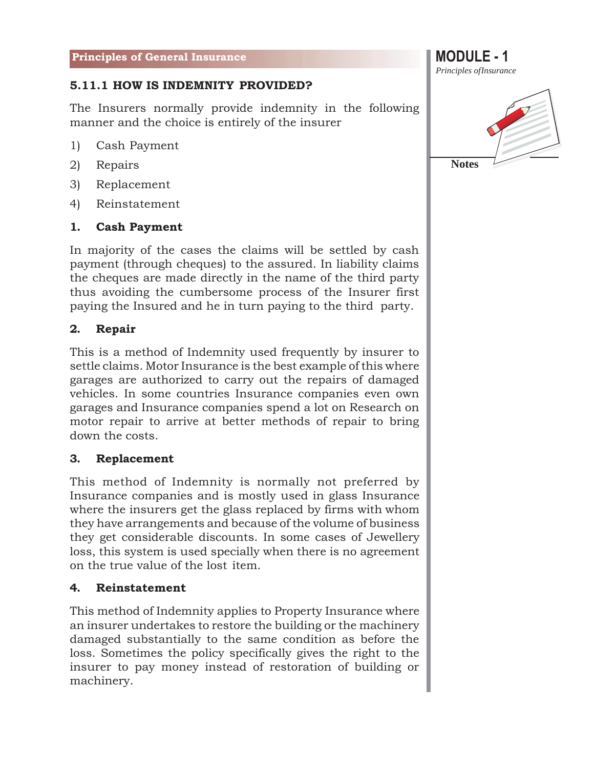### 5.11.1 HOW IS INDEMNITY PROVIDED?

The Insurers normally provide indemnity in the following manner and the choice is entirely of the insurer

1) Cash Payment
2) Repairs
3) Replacement
4) Reinstatement

**1. Cash Payment**

In majority of the cases the claims will be settled by cash payment (through cheques) to the assured. In liability claims the cheques are made directly in the name of the third party thus avoiding the cumbersome process of the Insurer first paying the Insured and he in turn paying to the third party.

**2. Repair**

This is a method of Indemnity used frequently by insurer to settle claims. Motor Insurance is the best example of this where garages are authorized to carry out the repairs of damaged vehicles. In some countries Insurance companies even own garages and Insurance companies spend a lot on Research on motor repair to arrive at better methods of repair to bring down the costs.

**3. Replacement**

This method of Indemnity is normally not preferred by Insurance companies and is mostly used in glass Insurance where the insurers get the glass replaced by firms with whom they have arrangements and because of the volume of business they get considerable discounts. In some cases of Jewellery loss, this system is used specially when there is no agreement on the true value of the lost item.

**4. Reinstatement**

This method of Indemnity applies to Property Insurance where an insurer undertakes to restore the building or the machinery damaged substantially to the same condition as before the loss. Sometimes the policy specifically gives the right to the insurer to pay money instead of restoration of building or machinery.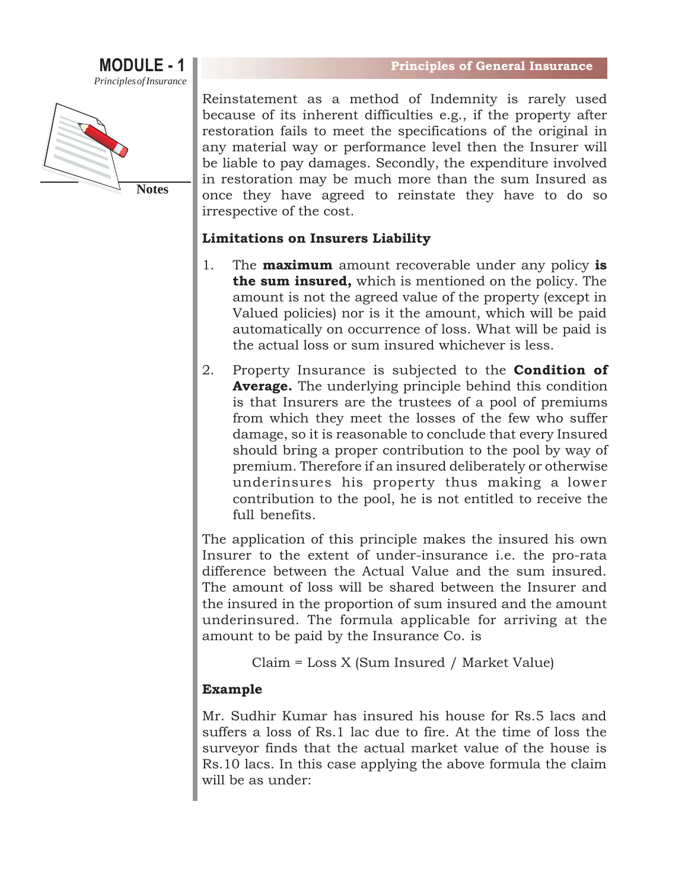Reinstatement as a method of Indemnity is rarely used because of its inherent difficulties e.g., if the property after restoration fails to meet the specifications of the original in any material way or performance level then the Insurer will be liable to pay damages. Secondly, the expenditure involved in restoration may be much more than the sum Insured as once they have agreed to reinstate they have to do so irrespective of the cost.

**Limitations on Insurers Liability**

1. The **maximum** amount recoverable under any policy **is the sum insured,** which is mentioned on the policy. The amount is not the agreed value of the property (except in Valued policies) nor is it the amount, which will be paid automatically on occurrence of loss. What will be paid is the actual loss or sum insured whichever is less.

2. Property Insurance is subjected to the **Condition of Average.** The underlying principle behind this condition is that Insurers are the trustees of a pool of premiums from which they meet the losses of the few who suffer damage, so it is reasonable to conclude that every Insured should bring a proper contribution to the pool by way of premium. Therefore if an insured deliberately or otherwise underinsures his property thus making a lower contribution to the pool, he is not entitled to receive the full benefits.

The application of this principle makes the insured his own Insurer to the extent of under-insurance i.e. the pro-rata difference between the Actual Value and the sum insured. The amount of loss will be shared between the Insurer and the insured in the proportion of sum insured and the amount underinsured. The formula applicable for arriving at the amount to be paid by the Insurance Co. is

$$\text{Claim} = \text{Loss} \times (\text{Sum Insured} / \text{Market Value})$$

**Example**

Mr. Sudhir Kumar has insured his house for Rs.5 lacs and suffers a loss of Rs.1 lac due to fire. At the time of loss the surveyor finds that the actual market value of the house is Rs.10 lacs. In this case applying the above formula the claim will be as under: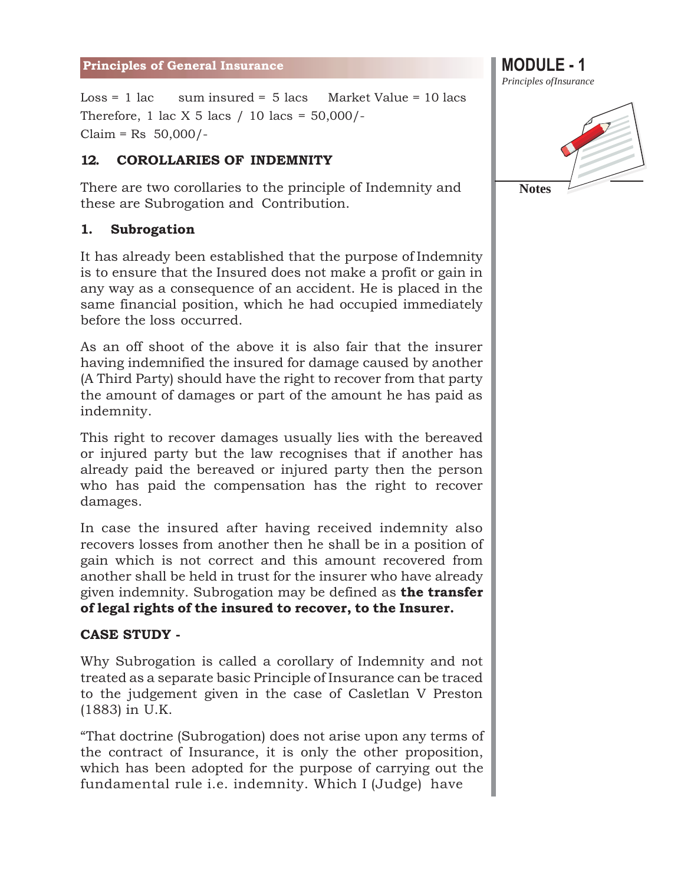Loss = 1 lac      sum insured = 5 lacs      Market Value = 10 lacs

Therefore, 1 lac X 5 lacs / 10 lacs = 50,000/-

Claim = Rs 50,000/-

## 12. COROLLARIES OF INDEMNITY

There are two corollaries to the principle of Indemnity and these are Subrogation and Contribution.

### 1. Subrogation

It has already been established that the purpose of Indemnity is to ensure that the Insured does not make a profit or gain in any way as a consequence of an accident. He is placed in the same financial position, which he had occupied immediately before the loss occurred.

As an off shoot of the above it is also fair that the insurer having indemnified the insured for damage caused by another (A Third Party) should have the right to recover from that party the amount of damages or part of the amount he has paid as indemnity.

This right to recover damages usually lies with the bereaved or injured party but the law recognises that if another has already paid the bereaved or injured party then the person who has paid the compensation has the right to recover damages.

In case the insured after having received indemnity also recovers losses from another then he shall be in a position of gain which is not correct and this amount recovered from another shall be held in trust for the insurer who have already given indemnity. Subrogation may be defined as **the transfer of legal rights of the insured to recover, to the Insurer.**

**CASE STUDY -**

Why Subrogation is called a corollary of Indemnity and not treated as a separate basic Principle of Insurance can be traced to the judgement given in the case of Casletlan V Preston (1883) in U.K.

"That doctrine (Subrogation) does not arise upon any terms of the contract of Insurance, it is only the other proposition, which has been adopted for the purpose of carrying out the fundamental rule i.e. indemnity. Which I (Judge) have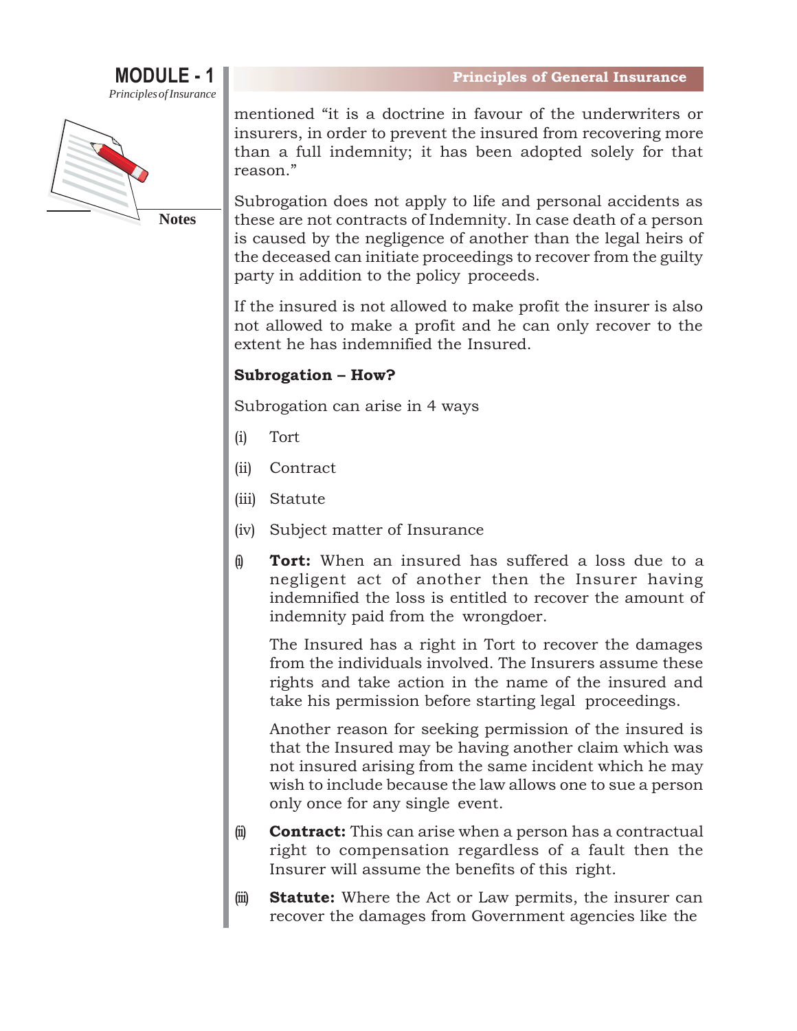mentioned "it is a doctrine in favour of the underwriters or insurers, in order to prevent the insured from recovering more than a full indemnity; it has been adopted solely for that reason."

Subrogation does not apply to life and personal accidents as these are not contracts of Indemnity. In case death of a person is caused by the negligence of another than the legal heirs of the deceased can initiate proceedings to recover from the guilty party in addition to the policy proceeds.

If the insured is not allowed to make profit the insurer is also not allowed to make a profit and he can only recover to the extent he has indemnified the Insured.

**Subrogation – How?**

Subrogation can arise in 4 ways

(i) Tort

(ii) Contract

(iii) Statute

(iv) Subject matter of Insurance

(i) **Tort:** When an insured has suffered a loss due to a negligent act of another then the Insurer having indemnified the loss is entitled to recover the amount of indemnity paid from the wrongdoer.

The Insured has a right in Tort to recover the damages from the individuals involved. The Insurers assume these rights and take action in the name of the insured and take his permission before starting legal proceedings.

Another reason for seeking permission of the insured is that the Insured may be having another claim which was not insured arising from the same incident which he may wish to include because the law allows one to sue a person only once for any single event.

(ii) **Contract:** This can arise when a person has a contractual right to compensation regardless of a fault then the Insurer will assume the benefits of this right.

(iii) **Statute:** Where the Act or Law permits, the insurer can recover the damages from Government agencies like the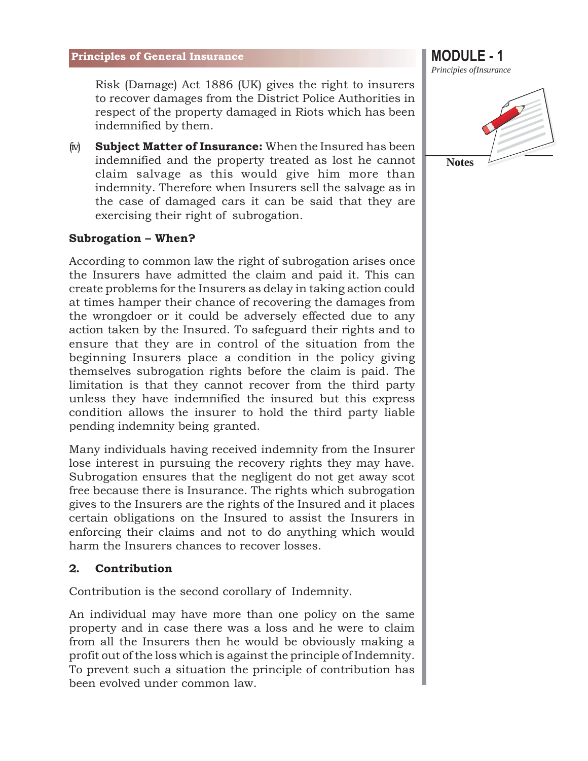Risk (Damage) Act 1886 (UK) gives the right to insurers to recover damages from the District Police Authorities in respect of the property damaged in Riots which has been indemnified by them.

(iv) **Subject Matter of Insurance:** When the Insured has been indemnified and the property treated as lost he cannot claim salvage as this would give him more than indemnity. Therefore when Insurers sell the salvage as in the case of damaged cars it can be said that they are exercising their right of subrogation.

**Subrogation – When?**

According to common law the right of subrogation arises once the Insurers have admitted the claim and paid it. This can create problems for the Insurers as delay in taking action could at times hamper their chance of recovering the damages from the wrongdoer or it could be adversely effected due to any action taken by the Insured. To safeguard their rights and to ensure that they are in control of the situation from the beginning Insurers place a condition in the policy giving themselves subrogation rights before the claim is paid. The limitation is that they cannot recover from the third party unless they have indemnified the insured but this express condition allows the insurer to hold the third party liable pending indemnity being granted.

Many individuals having received indemnity from the Insurer lose interest in pursuing the recovery rights they may have. Subrogation ensures that the negligent do not get away scot free because there is Insurance. The rights which subrogation gives to the Insurers are the rights of the Insured and it places certain obligations on the Insured to assist the Insurers in enforcing their claims and not to do anything which would harm the Insurers chances to recover losses.

## 2. Contribution

Contribution is the second corollary of Indemnity.

An individual may have more than one policy on the same property and in case there was a loss and he were to claim from all the Insurers then he would be obviously making a profit out of the loss which is against the principle of Indemnity. To prevent such a situation the principle of contribution has been evolved under common law.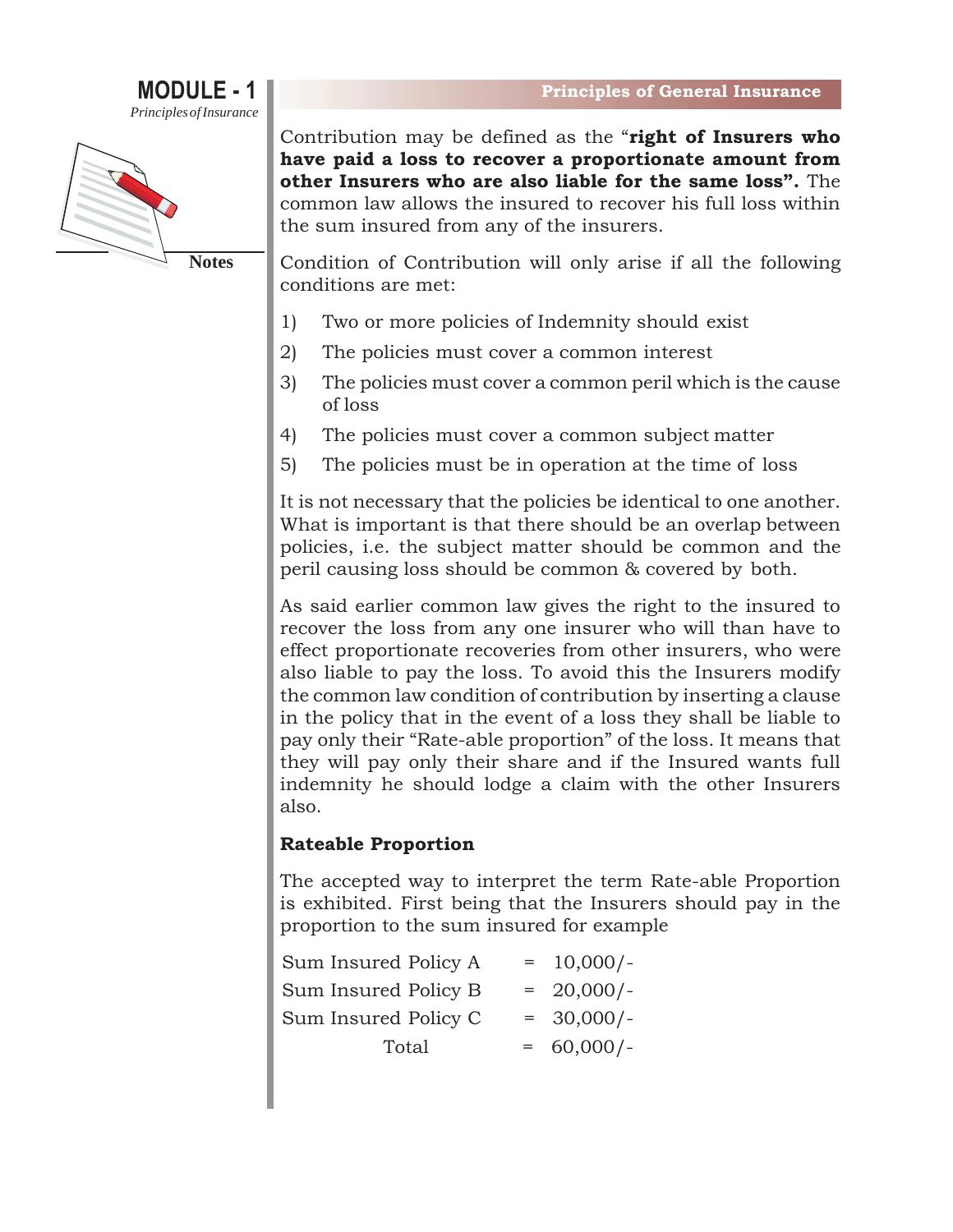Contribution may be defined as the "**right of Insurers who have paid a loss to recover a proportionate amount from other Insurers who are also liable for the same loss".** The common law allows the insured to recover his full loss within the sum insured from any of the insurers.

Condition of Contribution will only arise if all the following conditions are met:

1) Two or more policies of Indemnity should exist
2) The policies must cover a common interest
3) The policies must cover a common peril which is the cause of loss
4) The policies must cover a common subject matter
5) The policies must be in operation at the time of loss

It is not necessary that the policies be identical to one another. What is important is that there should be an overlap between policies, i.e. the subject matter should be common and the peril causing loss should be common & covered by both.

As said earlier common law gives the right to the insured to recover the loss from any one insurer who will than have to effect proportionate recoveries from other insurers, who were also liable to pay the loss. To avoid this the Insurers modify the common law condition of contribution by inserting a clause in the policy that in the event of a loss they shall be liable to pay only their "Rate-able proportion" of the loss. It means that they will pay only their share and if the Insured wants full indemnity he should lodge a claim with the other Insurers also.

**Rateable Proportion**

The accepted way to interpret the term Rate-able Proportion is exhibited. First being that the Insurers should pay in the proportion to the sum insured for example

| | | |
|---|---|---|
| Sum Insured Policy A | = | 10,000/- |
| Sum Insured Policy B | = | 20,000/- |
| Sum Insured Policy C | = | 30,000/- |
| Total | = | 60,000/- |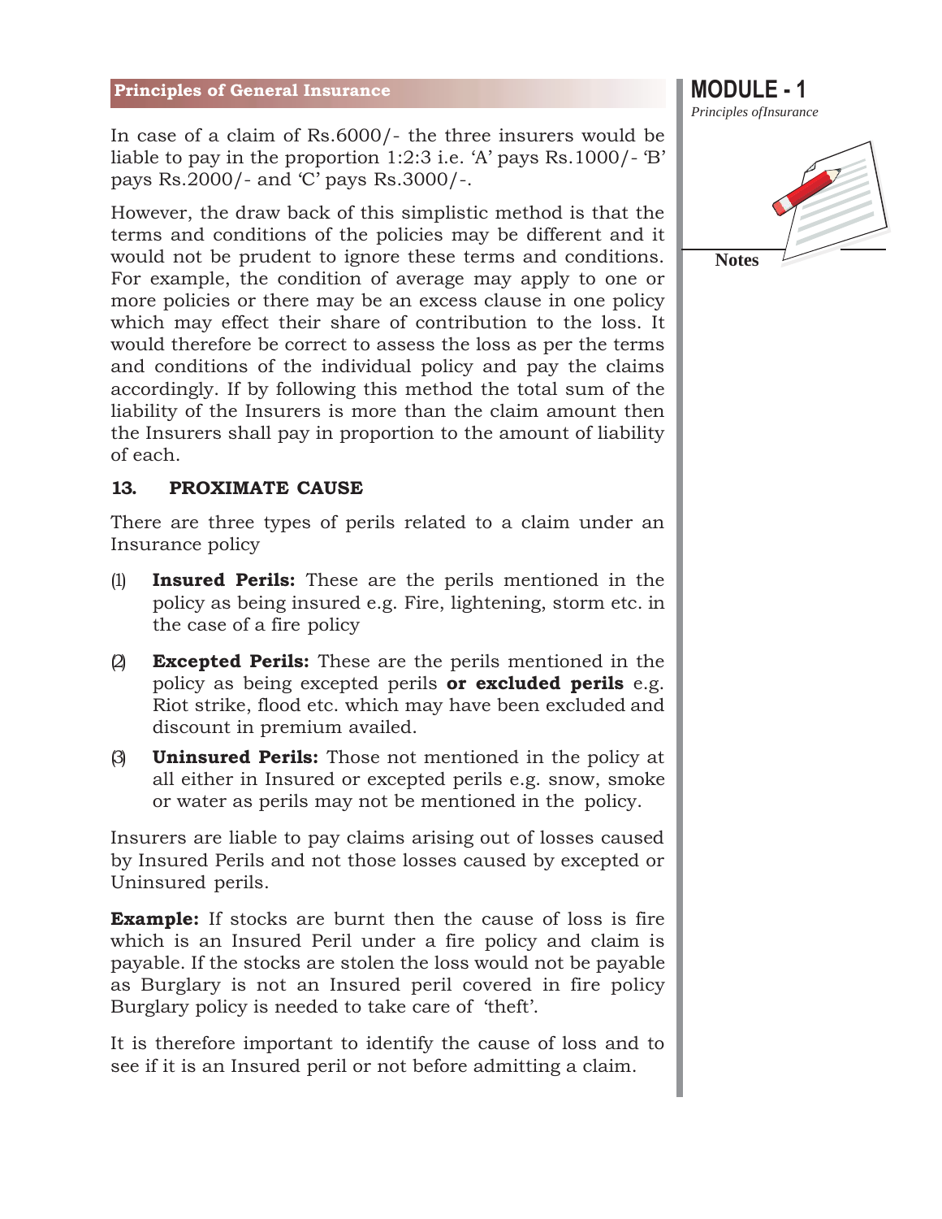In case of a claim of Rs.6000/- the three insurers would be liable to pay in the proportion 1:2:3 i.e. 'A' pays Rs.1000/- 'B' pays Rs.2000/- and 'C' pays Rs.3000/-.

However, the draw back of this simplistic method is that the terms and conditions of the policies may be different and it would not be prudent to ignore these terms and conditions. For example, the condition of average may apply to one or more policies or there may be an excess clause in one policy which may effect their share of contribution to the loss. It would therefore be correct to assess the loss as per the terms and conditions of the individual policy and pay the claims accordingly. If by following this method the total sum of the liability of the Insurers is more than the claim amount then the Insurers shall pay in proportion to the amount of liability of each.

## 13. PROXIMATE CAUSE

There are three types of perils related to a claim under an Insurance policy

(1) **Insured Perils:** These are the perils mentioned in the policy as being insured e.g. Fire, lightening, storm etc. in the case of a fire policy

(2) **Excepted Perils:** These are the perils mentioned in the policy as being excepted perils **or excluded perils** e.g. Riot strike, flood etc. which may have been excluded and discount in premium availed.

(3) **Uninsured Perils:** Those not mentioned in the policy at all either in Insured or excepted perils e.g. snow, smoke or water as perils may not be mentioned in the policy.

Insurers are liable to pay claims arising out of losses caused by Insured Perils and not those losses caused by excepted or Uninsured perils.

**Example:** If stocks are burnt then the cause of loss is fire which is an Insured Peril under a fire policy and claim is payable. If the stocks are stolen the loss would not be payable as Burglary is not an Insured peril covered in fire policy Burglary policy is needed to take care of 'theft'.

It is therefore important to identify the cause of loss and to see if it is an Insured peril or not before admitting a claim.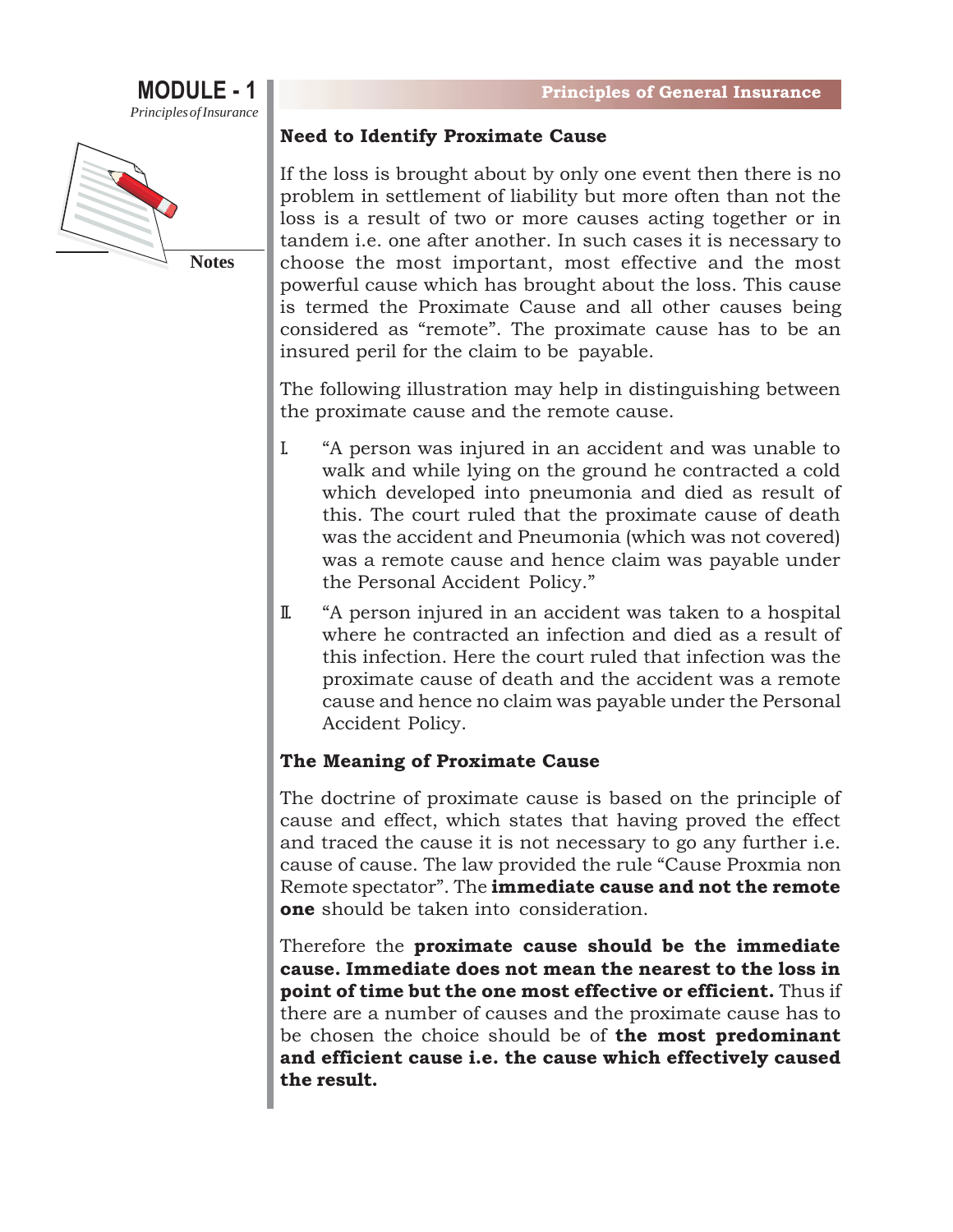### Need to Identify Proximate Cause

If the loss is brought about by only one event then there is no problem in settlement of liability but more often than not the loss is a result of two or more causes acting together or in tandem i.e. one after another. In such cases it is necessary to choose the most important, most effective and the most powerful cause which has brought about the loss. This cause is termed the Proximate Cause and all other causes being considered as "remote". The proximate cause has to be an insured peril for the claim to be payable.

The following illustration may help in distinguishing between the proximate cause and the remote cause.

I. "A person was injured in an accident and was unable to walk and while lying on the ground he contracted a cold which developed into pneumonia and died as result of this. The court ruled that the proximate cause of death was the accident and Pneumonia (which was not covered) was a remote cause and hence claim was payable under the Personal Accident Policy."

II. "A person injured in an accident was taken to a hospital where he contracted an infection and died as a result of this infection. Here the court ruled that infection was the proximate cause of death and the accident was a remote cause and hence no claim was payable under the Personal Accident Policy.

### The Meaning of Proximate Cause

The doctrine of proximate cause is based on the principle of cause and effect, which states that having proved the effect and traced the cause it is not necessary to go any further i.e. cause of cause. The law provided the rule "Cause Proxmia non Remote spectator". The **immediate cause and not the remote one** should be taken into consideration.

Therefore the **proximate cause should be the immediate cause. Immediate does not mean the nearest to the loss in point of time but the one most effective or efficient.** Thus if there are a number of causes and the proximate cause has to be chosen the choice should be of **the most predominant and efficient cause i.e. the cause which effectively caused the result.**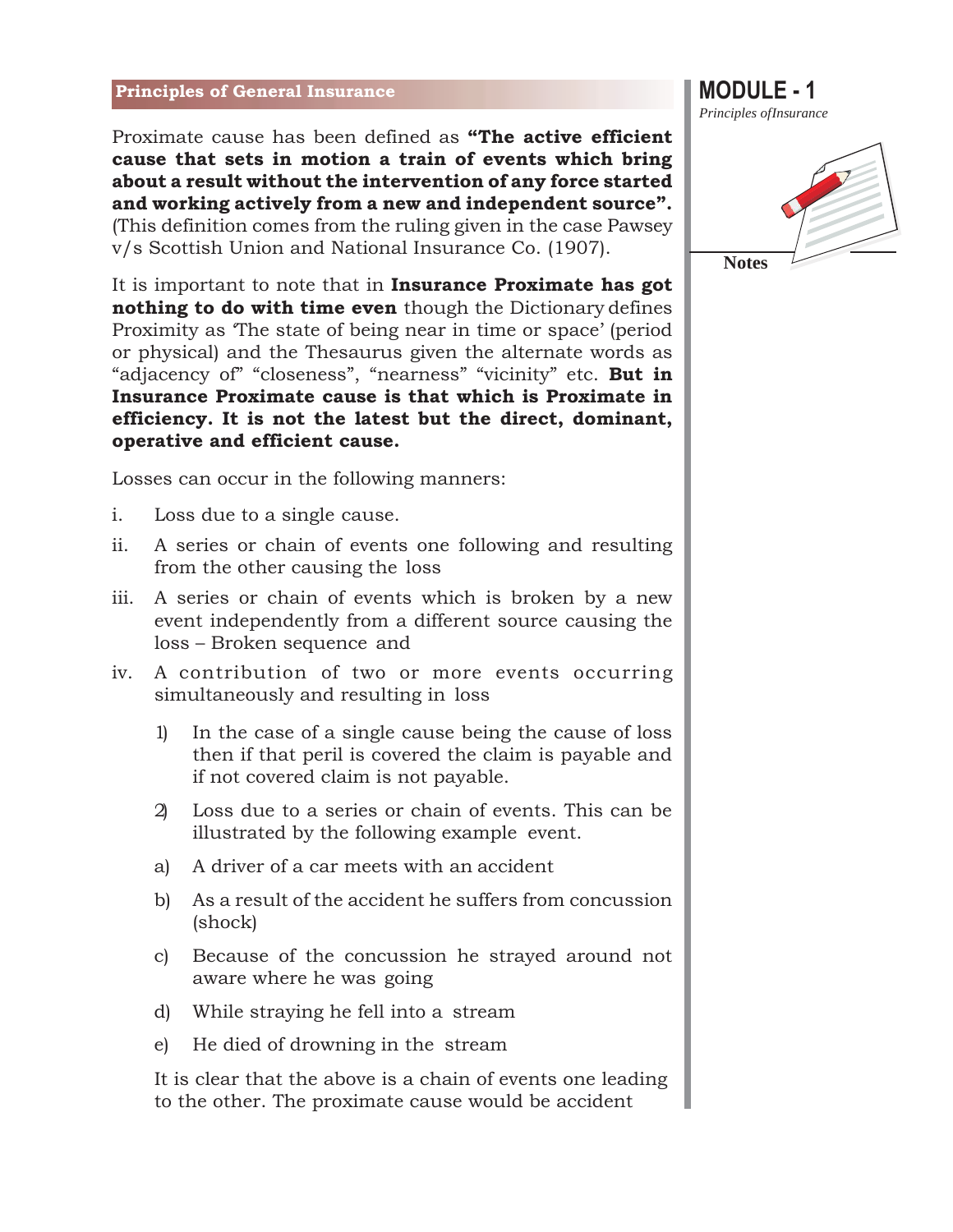Proximate cause has been defined as **"The active efficient cause that sets in motion a train of events which bring about a result without the intervention of any force started and working actively from a new and independent source".** (This definition comes from the ruling given in the case Pawsey v/s Scottish Union and National Insurance Co. (1907).

It is important to note that in **Insurance Proximate has got nothing to do with time even** though the Dictionary defines Proximity as 'The state of being near in time or space' (period or physical) and the Thesaurus given the alternate words as "adjacency of" "closeness", "nearness" "vicinity" etc. **But in Insurance Proximate cause is that which is Proximate in efficiency. It is not the latest but the direct, dominant, operative and efficient cause.**

Losses can occur in the following manners:

i. Loss due to a single cause.

ii. A series or chain of events one following and resulting from the other causing the loss

iii. A series or chain of events which is broken by a new event independently from a different source causing the loss – Broken sequence and

iv. A contribution of two or more events occurring simultaneously and resulting in loss

   1) In the case of a single cause being the cause of loss then if that peril is covered the claim is payable and if not covered claim is not payable.

   2) Loss due to a series or chain of events. This can be illustrated by the following example event.

   a) A driver of a car meets with an accident

   b) As a result of the accident he suffers from concussion (shock)

   c) Because of the concussion he strayed around not aware where he was going

   d) While straying he fell into a stream

   e) He died of drowning in the stream

   It is clear that the above is a chain of events one leading to the other. The proximate cause would be accident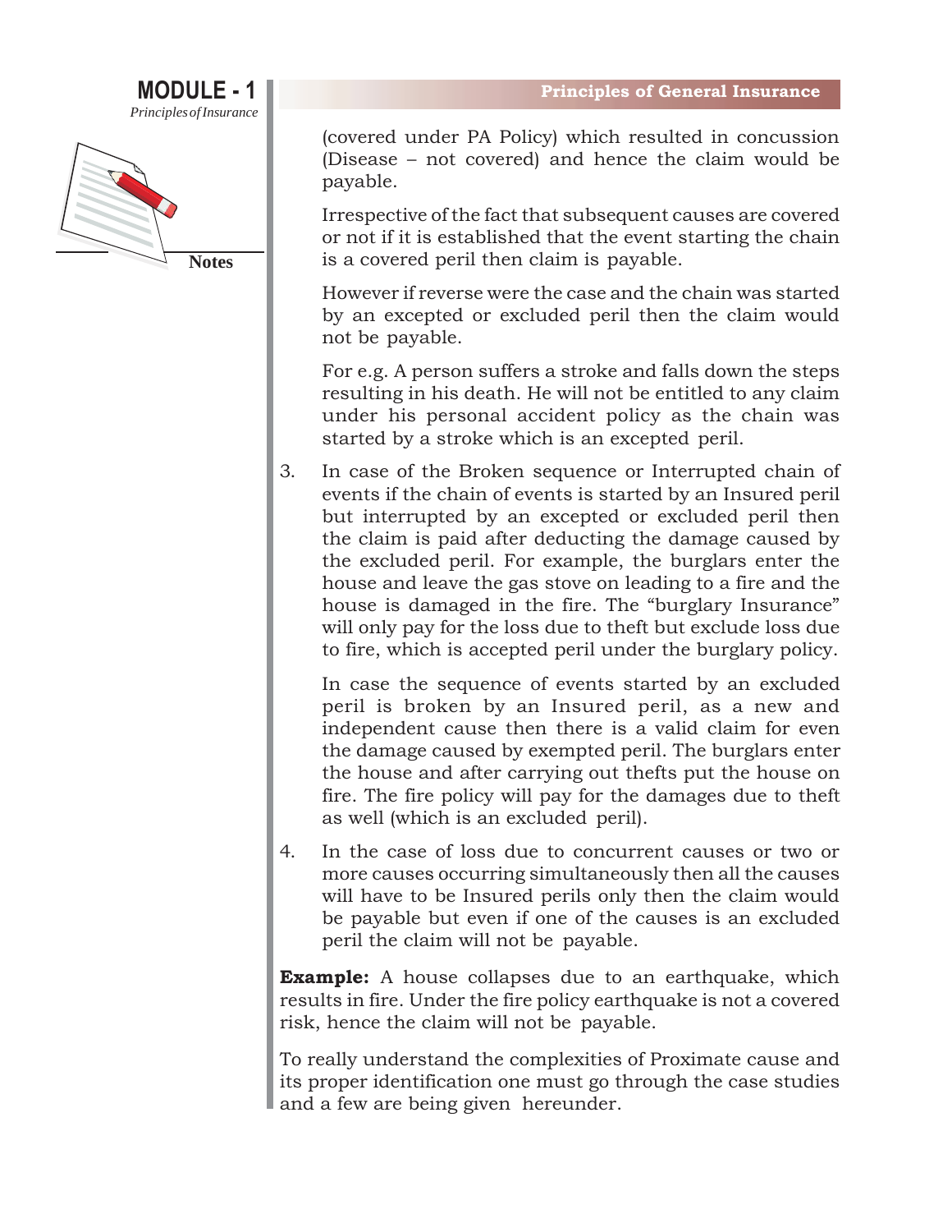(covered under PA Policy) which resulted in concussion (Disease – not covered) and hence the claim would be payable.

Irrespective of the fact that subsequent causes are covered or not if it is established that the event starting the chain is a covered peril then claim is payable.

However if reverse were the case and the chain was started by an excepted or excluded peril then the claim would not be payable.

For e.g. A person suffers a stroke and falls down the steps resulting in his death. He will not be entitled to any claim under his personal accident policy as the chain was started by a stroke which is an excepted peril.

3. In case of the Broken sequence or Interrupted chain of events if the chain of events is started by an Insured peril but interrupted by an excepted or excluded peril then the claim is paid after deducting the damage caused by the excluded peril. For example, the burglars enter the house and leave the gas stove on leading to a fire and the house is damaged in the fire. The "burglary Insurance" will only pay for the loss due to theft but exclude loss due to fire, which is accepted peril under the burglary policy.

   In case the sequence of events started by an excluded peril is broken by an Insured peril, as a new and independent cause then there is a valid claim for even the damage caused by exempted peril. The burglars enter the house and after carrying out thefts put the house on fire. The fire policy will pay for the damages due to theft as well (which is an excluded peril).

4. In the case of loss due to concurrent causes or two or more causes occurring simultaneously then all the causes will have to be Insured perils only then the claim would be payable but even if one of the causes is an excluded peril the claim will not be payable.

**Example:** A house collapses due to an earthquake, which results in fire. Under the fire policy earthquake is not a covered risk, hence the claim will not be payable.

To really understand the complexities of Proximate cause and its proper identification one must go through the case studies and a few are being given hereunder.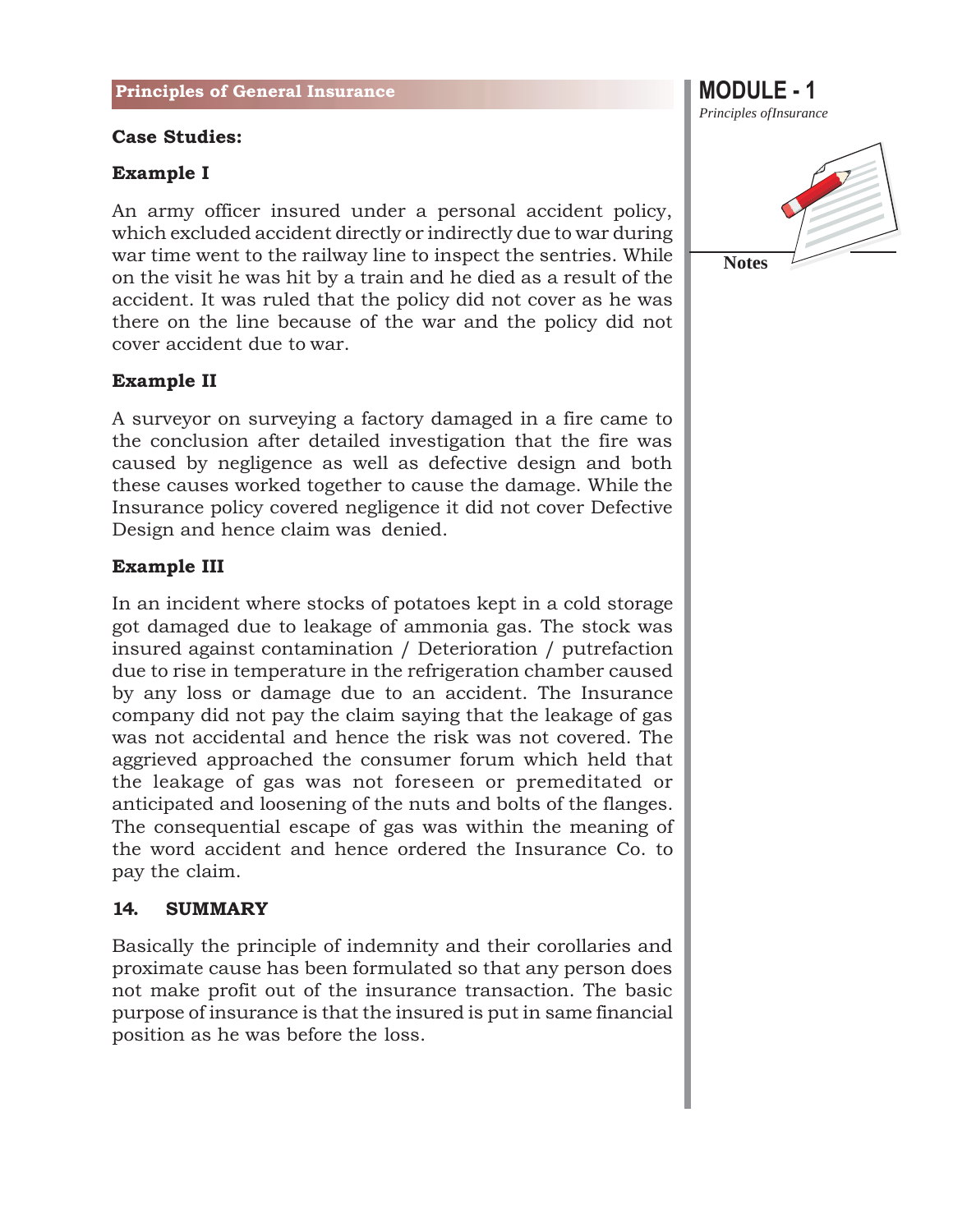**Case Studies:**

**Example I**

An army officer insured under a personal accident policy, which excluded accident directly or indirectly due to war during war time went to the railway line to inspect the sentries. While on the visit he was hit by a train and he died as a result of the accident. It was ruled that the policy did not cover as he was there on the line because of the war and the policy did not cover accident due to war.

**Example II**

A surveyor on surveying a factory damaged in a fire came to the conclusion after detailed investigation that the fire was caused by negligence as well as defective design and both these causes worked together to cause the damage. While the Insurance policy covered negligence it did not cover Defective Design and hence claim was denied.

**Example III**

In an incident where stocks of potatoes kept in a cold storage got damaged due to leakage of ammonia gas. The stock was insured against contamination / Deterioration / putrefaction due to rise in temperature in the refrigeration chamber caused by any loss or damage due to an accident. The Insurance company did not pay the claim saying that the leakage of gas was not accidental and hence the risk was not covered. The aggrieved approached the consumer forum which held that the leakage of gas was not foreseen or premeditated or anticipated and loosening of the nuts and bolts of the flanges. The consequential escape of gas was within the meaning of the word accident and hence ordered the Insurance Co. to pay the claim.

## 14. SUMMARY

Basically the principle of indemnity and their corollaries and proximate cause has been formulated so that any person does not make profit out of the insurance transaction. The basic purpose of insurance is that the insured is put in same financial position as he was before the loss.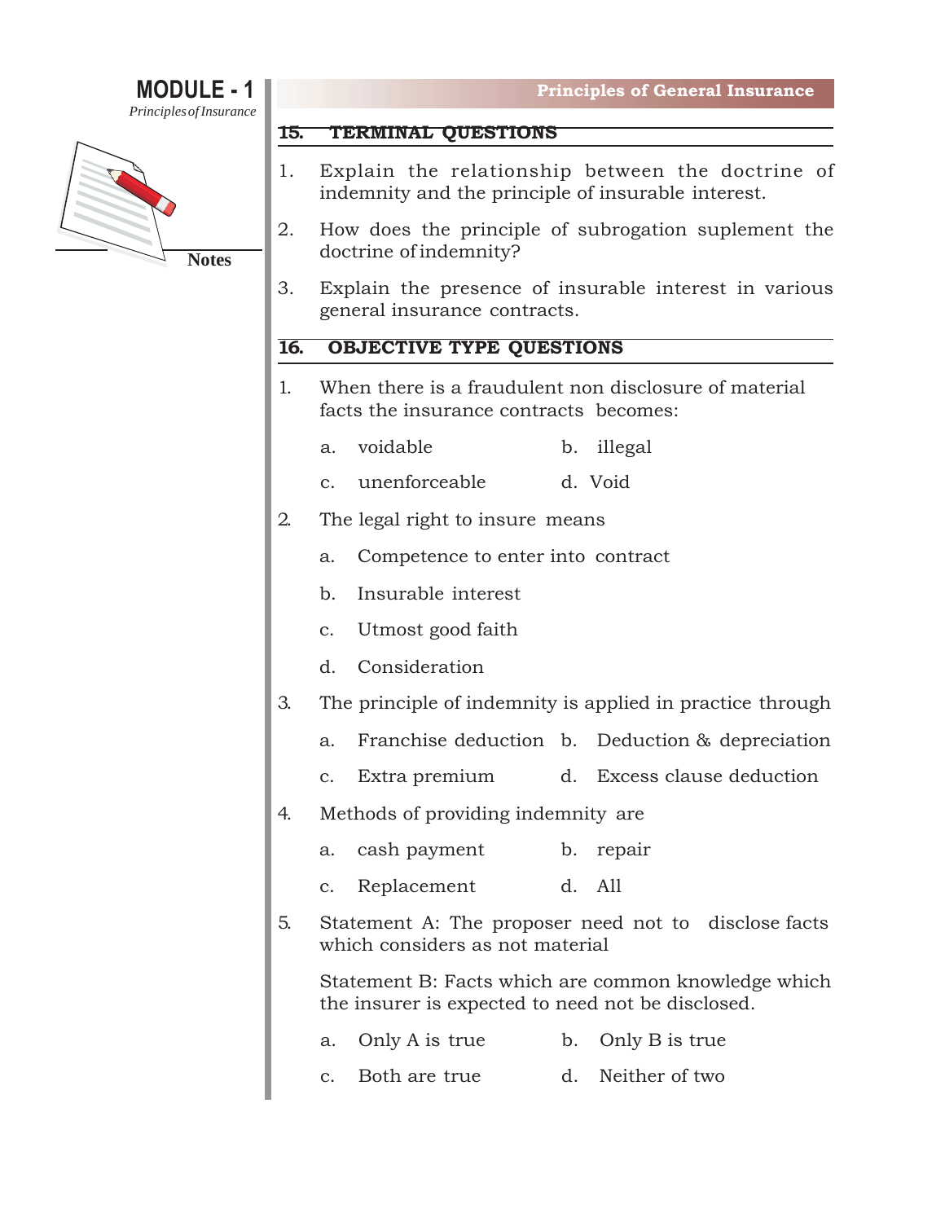## 15. TERMINAL QUESTIONS

1. Explain the relationship between the doctrine of indemnity and the principle of insurable interest.
2. How does the principle of subrogation suplement the doctrine of indemnity?
3. Explain the presence of insurable interest in various general insurance contracts.

## 16. OBJECTIVE TYPE QUESTIONS

1. When there is a fraudulent non disclosure of material facts the insurance contracts becomes:

   a. voidable  b. illegal

   c. unenforceable  d. Void

2. The legal right to insure means

   a. Competence to enter into contract

   b. Insurable interest

   c. Utmost good faith

   d. Consideration

3. The principle of indemnity is applied in practice through

   a. Franchise deduction  b. Deduction & depreciation

   c. Extra premium  d. Excess clause deduction

4. Methods of providing indemnity are

   a. cash payment  b. repair

   c. Replacement  d. All

5. Statement A: The proposer need not to disclose facts which considers as not material

   Statement B: Facts which are common knowledge which the insurer is expected to need not be disclosed.

   a. Only A is true  b. Only B is true

   c. Both are true  d. Neither of two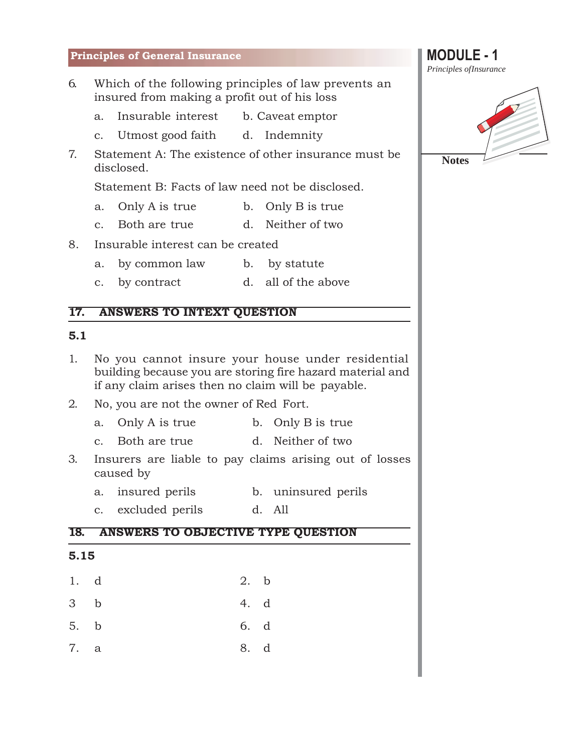6. Which of the following principles of law prevents an insured from making a profit out of his loss

   a. Insurable interest b. Caveat emptor

   c. Utmost good faith d. Indemnity

7. Statement A: The existence of other insurance must be disclosed.

   Statement B: Facts of law need not be disclosed.

   a. Only A is true b. Only B is true

   c. Both are true d. Neither of two

8. Insurable interest can be created

   a. by common law b. by statute

   c. by contract d. all of the above

## 17. ANSWERS TO INTEXT QUESTION

### 5.1

1. No you cannot insure your house under residential building because you are storing fire hazard material and if any claim arises then no claim will be payable.

2. No, you are not the owner of Red Fort.

   a. Only A is true b. Only B is true

   c. Both are true d. Neither of two

3. Insurers are liable to pay claims arising out of losses caused by

   a. insured perils b. uninsured perils

   c. excluded perils d. All

## 18. ANSWERS TO OBJECTIVE TYPE QUESTION

### 5.15

| | | | |
|---|---|---|---|
| 1. | d | 2. | b |
| 3 | b | 4. | d |
| 5. | b | 6. | d |
| 7. | a | 8. | d |